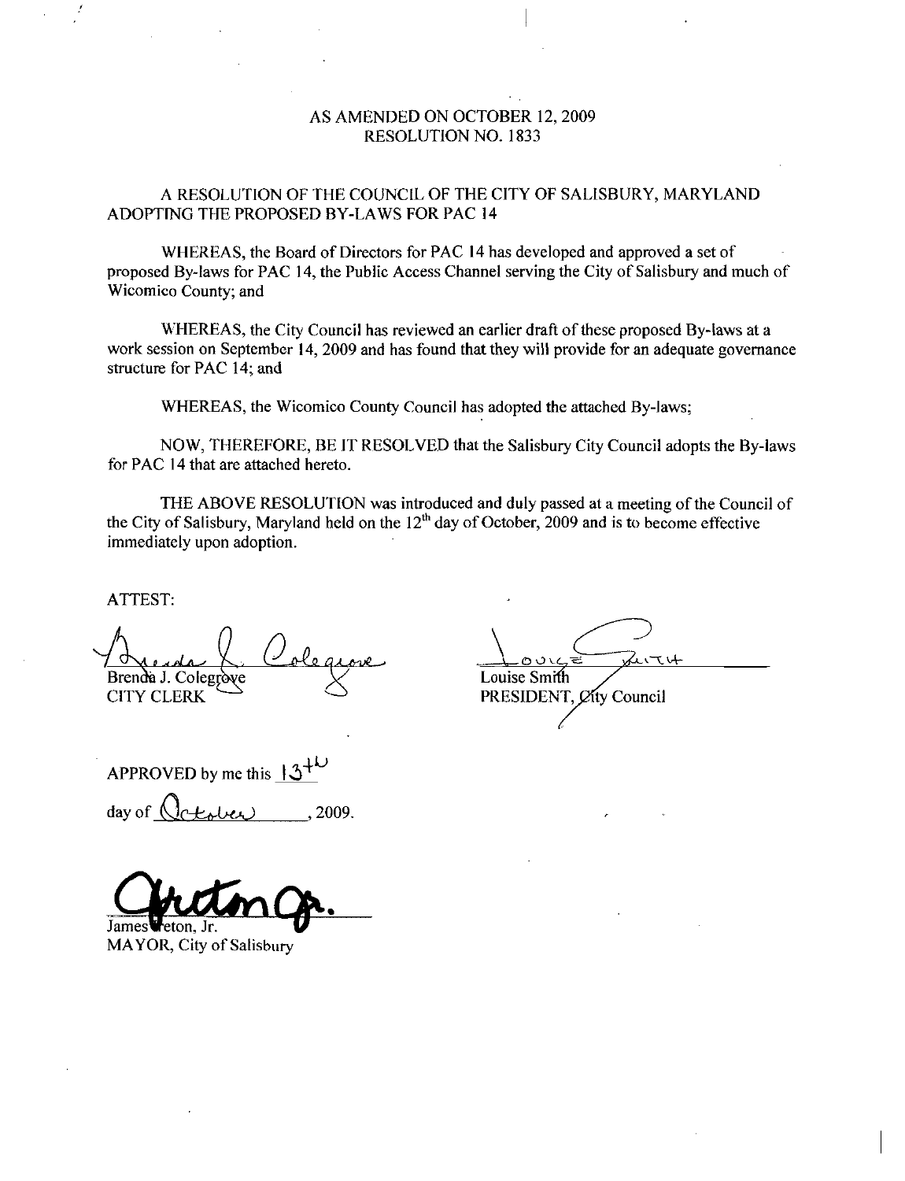AS AMENDED ON OCTOBER 12, 2009
RESOLUTION NO. 1833

A RESOLUTION OF THE COUNCIL OF THE CITY OF SALISBURY, MARYLAND ADOPTING THE PROPOSED BY-LAWS FOR PAC 14

WHEREAS, the Board of Directors for PAC 14 has developed and approved a set of proposed By-laws for PAC 14, the Public Access Channel serving the City of Salisbury and much of Wicomico County; and

WHEREAS, the City Council has reviewed an earlier draft of these proposed By-laws at a work session on September 14, 2009 and has found that they will provide for an adequate governance structure for PAC 14; and

WHEREAS, the Wicomico County Council has adopted the attached By-laws;

NOW, THEREFORE, BE IT RESOLVED that the Salisbury City Council adopts the By-laws for PAC 14 that are attached hereto.

THE ABOVE RESOLUTION was introduced and duly passed at a meeting of the Council of the City of Salisbury, Maryland held on the 12th day of October, 2009 and is to become effective immediately upon adoption.

ATTEST:

Brenda J. Colegrove
CITY CLERK

Louise Smith
PRESIDENT, City Council

APPROVED by me this 13th day of October, 2009.

James Ireton, Jr.
MAYOR, City of Salisbury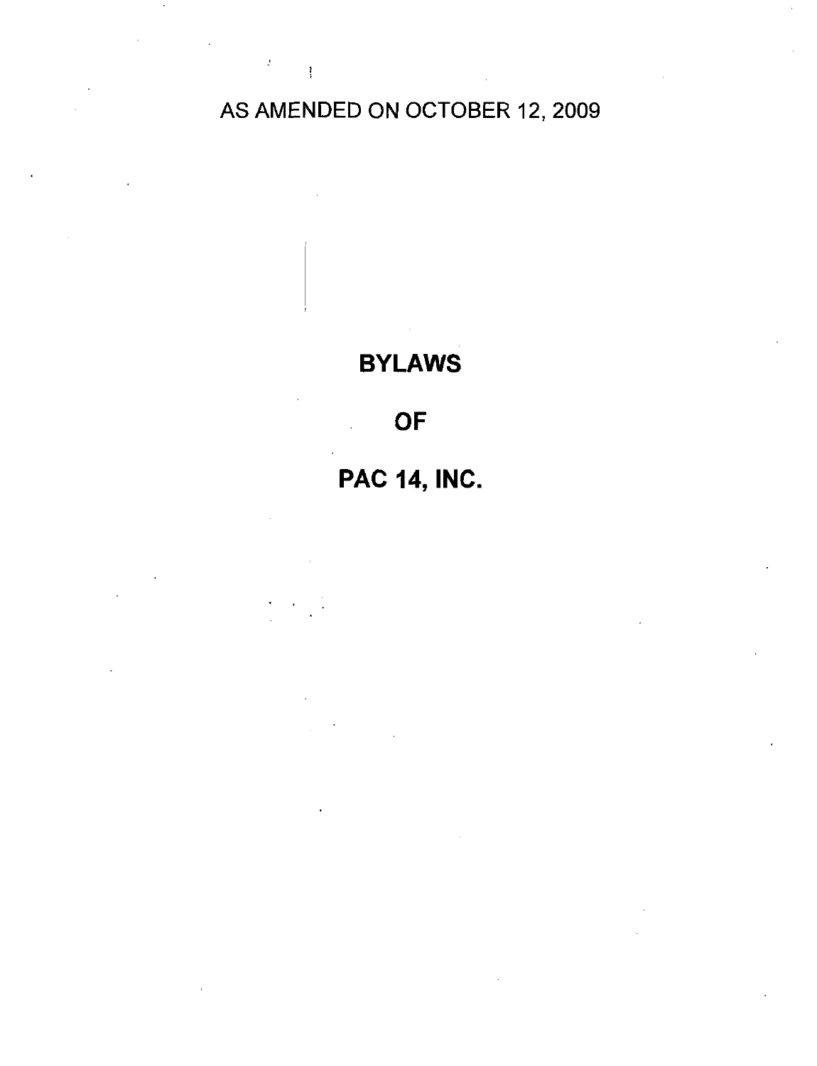AS AMENDED ON OCTOBER 12, 2009

# BYLAWS

# OF

# PAC 14, INC.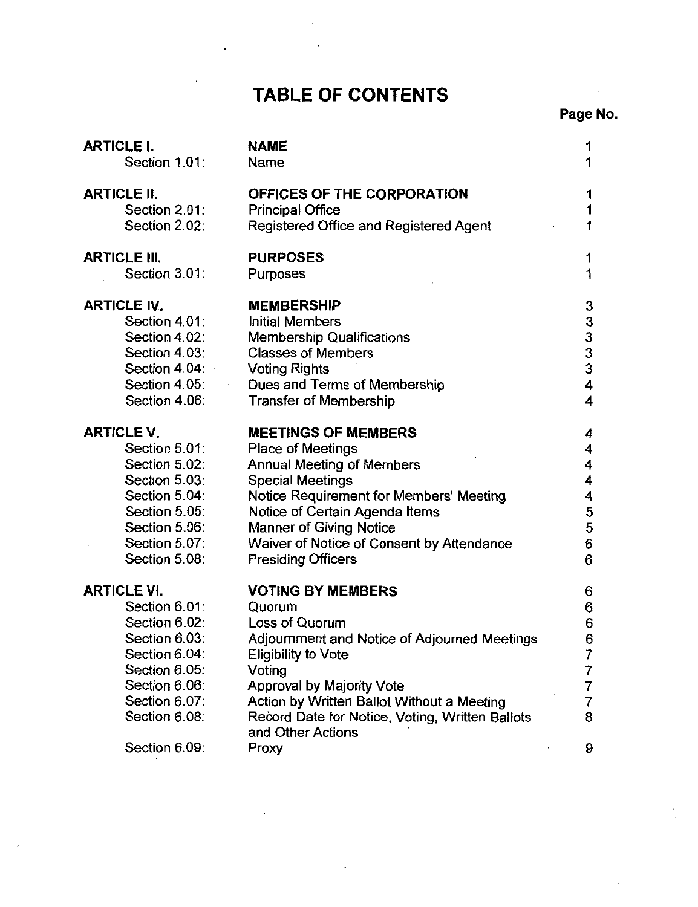# TABLE OF CONTENTS

| | | Page No. |
|---|---|---|
| **ARTICLE I.** | **NAME** | 1 |
| Section 1.01: | Name | 1 |
| **ARTICLE II.** | **OFFICES OF THE CORPORATION** | 1 |
| Section 2.01: | Principal Office | 1 |
| Section 2.02: | Registered Office and Registered Agent | 1 |
| **ARTICLE III.** | **PURPOSES** | 1 |
| Section 3.01: | Purposes | 1 |
| **ARTICLE IV.** | **MEMBERSHIP** | 3 |
| Section 4.01: | Initial Members | 3 |
| Section 4.02: | Membership Qualifications | 3 |
| Section 4.03: | Classes of Members | 3 |
| Section 4.04: | Voting Rights | 3 |
| Section 4.05: | Dues and Terms of Membership | 4 |
| Section 4.06: | Transfer of Membership | 4 |
| **ARTICLE V.** | **MEETINGS OF MEMBERS** | 4 |
| Section 5.01: | Place of Meetings | 4 |
| Section 5.02: | Annual Meeting of Members | 4 |
| Section 5.03: | Special Meetings | 4 |
| Section 5.04: | Notice Requirement for Members' Meeting | 4 |
| Section 5.05: | Notice of Certain Agenda Items | 5 |
| Section 5.06: | Manner of Giving Notice | 5 |
| Section 5.07: | Waiver of Notice of Consent by Attendance | 6 |
| Section 5.08: | Presiding Officers | 6 |
| **ARTICLE VI.** | **VOTING BY MEMBERS** | 6 |
| Section 6.01: | Quorum | 6 |
| Section 6.02: | Loss of Quorum | 6 |
| Section 6.03: | Adjournment and Notice of Adjourned Meetings | 6 |
| Section 6.04: | Eligibility to Vote | 7 |
| Section 6.05: | Voting | 7 |
| Section 6.06: | Approval by Majority Vote | 7 |
| Section 6.07: | Action by Written Ballot Without a Meeting | 7 |
| Section 6.08: | Record Date for Notice, Voting, Written Ballots and Other Actions | 8 |
| Section 6.09: | Proxy | 9 |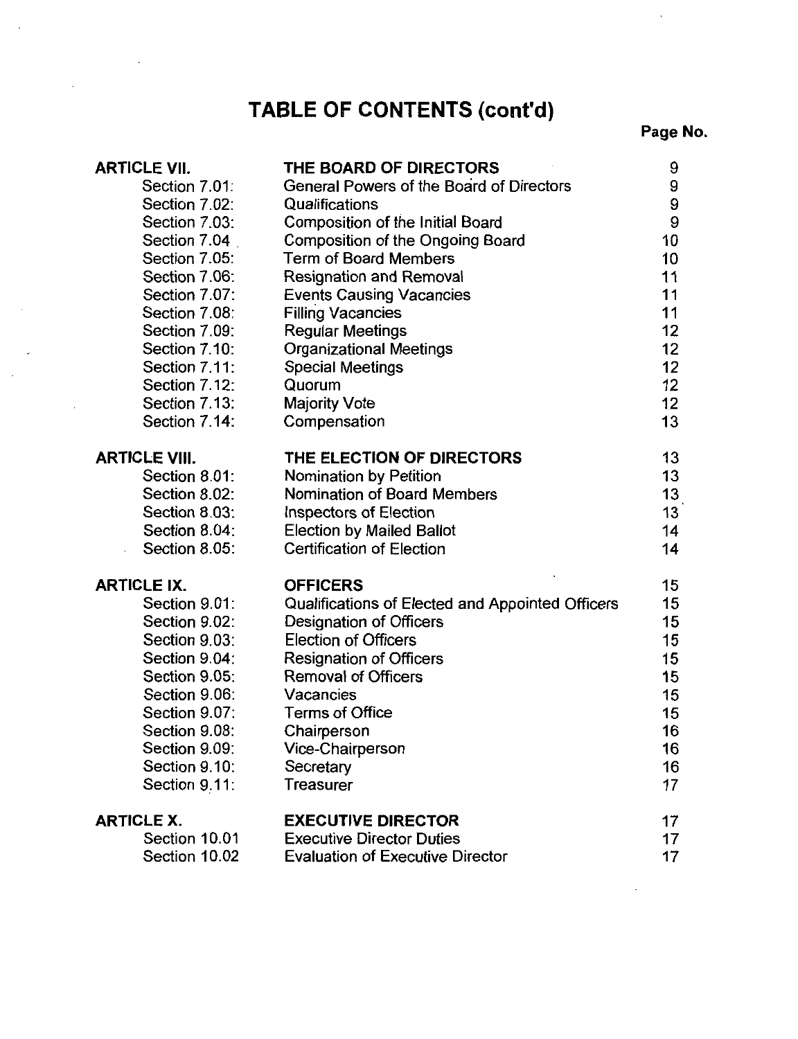# TABLE OF CONTENTS (cont'd)

| | | Page No. |
|---|---|---|
| **ARTICLE VII.** | **THE BOARD OF DIRECTORS** | 9 |
| Section 7.01: | General Powers of the Board of Directors | 9 |
| Section 7.02: | Qualifications | 9 |
| Section 7.03: | Composition of the Initial Board | 9 |
| Section 7.04 | Composition of the Ongoing Board | 10 |
| Section 7.05: | Term of Board Members | 10 |
| Section 7.06: | Resignation and Removal | 11 |
| Section 7.07: | Events Causing Vacancies | 11 |
| Section 7.08: | Filling Vacancies | 11 |
| Section 7.09: | Regular Meetings | 12 |
| Section 7.10: | Organizational Meetings | 12 |
| Section 7.11: | Special Meetings | 12 |
| Section 7.12: | Quorum | 12 |
| Section 7.13: | Majority Vote | 12 |
| Section 7.14: | Compensation | 13 |
| **ARTICLE VIII.** | **THE ELECTION OF DIRECTORS** | 13 |
| Section 8.01: | Nomination by Petition | 13 |
| Section 8.02: | Nomination of Board Members | 13 |
| Section 8.03: | Inspectors of Election | 13 |
| Section 8.04: | Election by Mailed Ballot | 14 |
| Section 8.05: | Certification of Election | 14 |
| **ARTICLE IX.** | **OFFICERS** | 15 |
| Section 9.01: | Qualifications of Elected and Appointed Officers | 15 |
| Section 9.02: | Designation of Officers | 15 |
| Section 9.03: | Election of Officers | 15 |
| Section 9.04: | Resignation of Officers | 15 |
| Section 9.05: | Removal of Officers | 15 |
| Section 9.06: | Vacancies | 15 |
| Section 9.07: | Terms of Office | 15 |
| Section 9.08: | Chairperson | 16 |
| Section 9.09: | Vice-Chairperson | 16 |
| Section 9.10: | Secretary | 16 |
| Section 9.11: | Treasurer | 17 |
| **ARTICLE X.** | **EXECUTIVE DIRECTOR** | 17 |
| Section 10.01 | Executive Director Duties | 17 |
| Section 10.02 | Evaluation of Executive Director | 17 |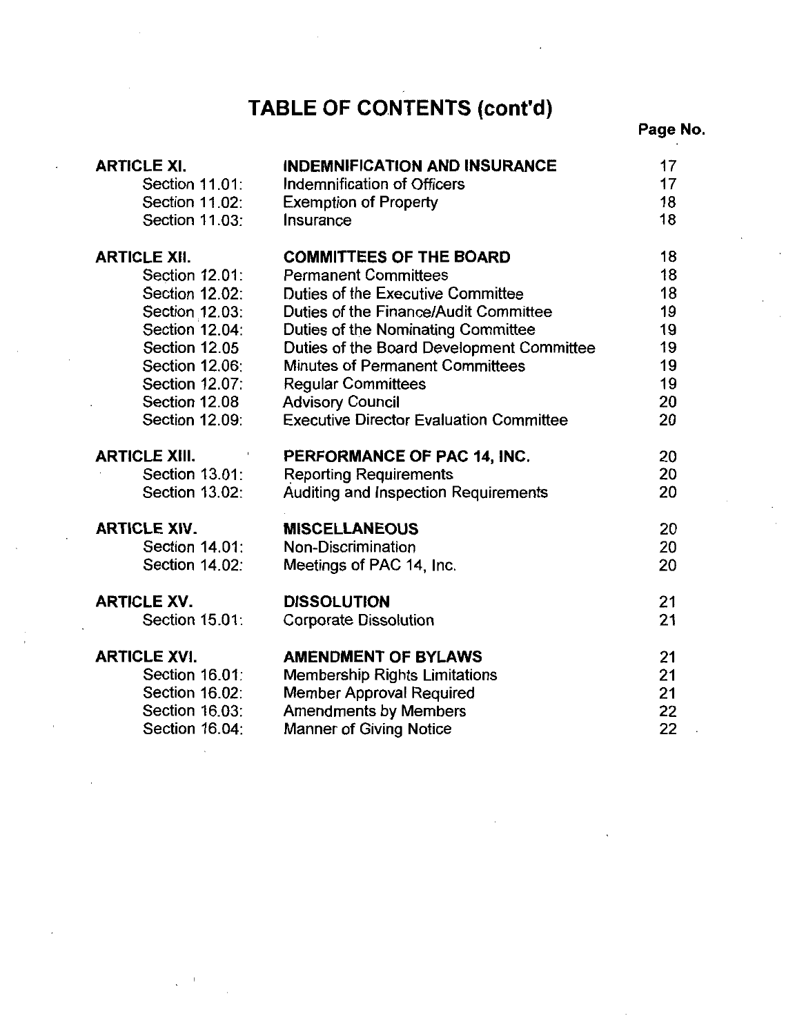# TABLE OF CONTENTS (cont'd)

| | | Page No. |
|---|---|---|
| **ARTICLE XI.** | **INDEMNIFICATION AND INSURANCE** | 17 |
| Section 11.01: | Indemnification of Officers | 17 |
| Section 11.02: | Exemption of Property | 18 |
| Section 11.03: | Insurance | 18 |
| **ARTICLE XII.** | **COMMITTEES OF THE BOARD** | 18 |
| Section 12.01: | Permanent Committees | 18 |
| Section 12.02: | Duties of the Executive Committee | 18 |
| Section 12.03: | Duties of the Finance/Audit Committee | 19 |
| Section 12.04: | Duties of the Nominating Committee | 19 |
| Section 12.05 | Duties of the Board Development Committee | 19 |
| Section 12.06: | Minutes of Permanent Committees | 19 |
| Section 12.07: | Regular Committees | 19 |
| Section 12.08 | Advisory Council | 20 |
| Section 12.09: | Executive Director Evaluation Committee | 20 |
| **ARTICLE XIII.** | **PERFORMANCE OF PAC 14, INC.** | 20 |
| Section 13.01: | Reporting Requirements | 20 |
| Section 13.02: | Auditing and Inspection Requirements | 20 |
| **ARTICLE XIV.** | **MISCELLANEOUS** | 20 |
| Section 14.01: | Non-Discrimination | 20 |
| Section 14.02: | Meetings of PAC 14, Inc. | 20 |
| **ARTICLE XV.** | **DISSOLUTION** | 21 |
| Section 15.01: | Corporate Dissolution | 21 |
| **ARTICLE XVI.** | **AMENDMENT OF BYLAWS** | 21 |
| Section 16.01: | Membership Rights Limitations | 21 |
| Section 16.02: | Member Approval Required | 21 |
| Section 16.03: | Amendments by Members | 22 |
| Section 16.04: | Manner of Giving Notice | 22 |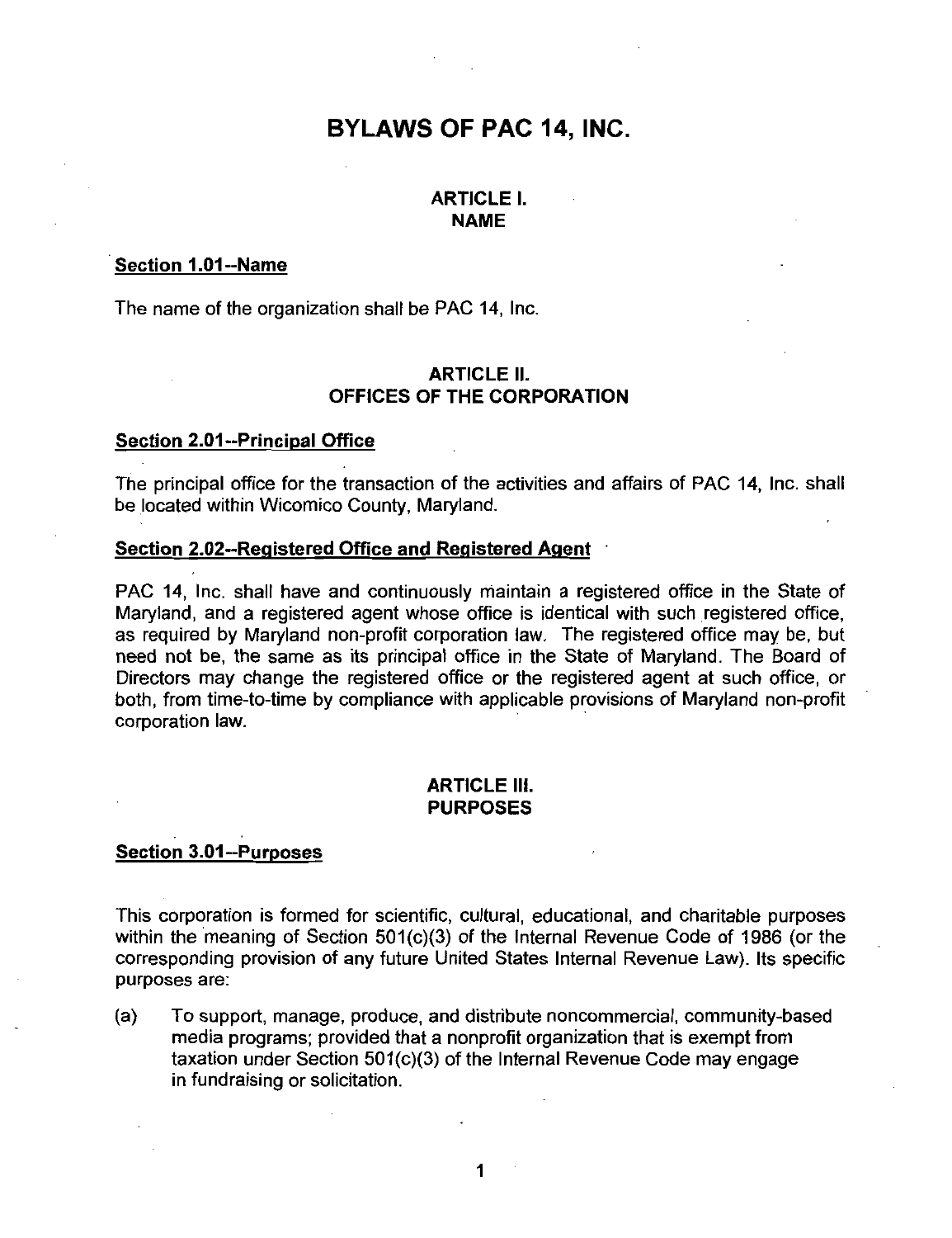# BYLAWS OF PAC 14, INC.

## ARTICLE I.
## NAME

**Section 1.01--Name**

The name of the organization shall be PAC 14, Inc.

## ARTICLE II.
## OFFICES OF THE CORPORATION

**Section 2.01--Principal Office**

The principal office for the transaction of the activities and affairs of PAC 14, Inc. shall be located within Wicomico County, Maryland.

**Section 2.02--Registered Office and Registered Agent**

PAC 14, Inc. shall have and continuously maintain a registered office in the State of Maryland, and a registered agent whose office is identical with such registered office, as required by Maryland non-profit corporation law. The registered office may be, but need not be, the same as its principal office in the State of Maryland. The Board of Directors may change the registered office or the registered agent at such office, or both, from time-to-time by compliance with applicable provisions of Maryland non-profit corporation law.

## ARTICLE III.
## PURPOSES

**Section 3.01--Purposes**

This corporation is formed for scientific, cultural, educational, and charitable purposes within the meaning of Section 501(c)(3) of the Internal Revenue Code of 1986 (or the corresponding provision of any future United States Internal Revenue Law). Its specific purposes are:

(a) To support, manage, produce, and distribute noncommercial, community-based media programs; provided that a nonprofit organization that is exempt from taxation under Section 501(c)(3) of the Internal Revenue Code may engage in fundraising or solicitation.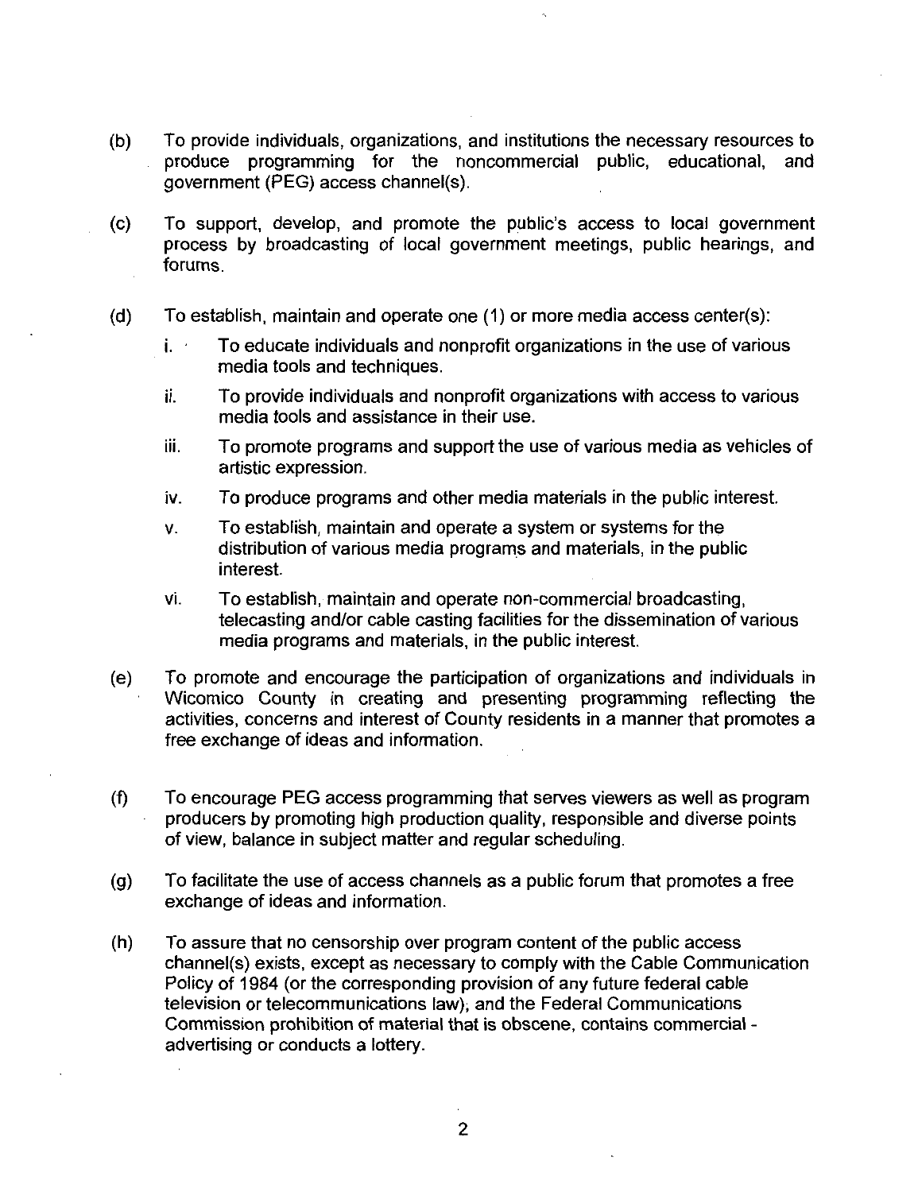(b) To provide individuals, organizations, and institutions the necessary resources to produce programming for the noncommercial public, educational, and government (PEG) access channel(s).

(c) To support, develop, and promote the public's access to local government process by broadcasting of local government meetings, public hearings, and forums.

(d) To establish, maintain and operate one (1) or more media access center(s):

   i. To educate individuals and nonprofit organizations in the use of various media tools and techniques.

   ii. To provide individuals and nonprofit organizations with access to various media tools and assistance in their use.

   iii. To promote programs and support the use of various media as vehicles of artistic expression.

   iv. To produce programs and other media materials in the public interest.

   v. To establish, maintain and operate a system or systems for the distribution of various media programs and materials, in the public interest.

   vi. To establish, maintain and operate non-commercial broadcasting, telecasting and/or cable casting facilities for the dissemination of various media programs and materials, in the public interest.

(e) To promote and encourage the participation of organizations and individuals in Wicomico County in creating and presenting programming reflecting the activities, concerns and interest of County residents in a manner that promotes a free exchange of ideas and information.

(f) To encourage PEG access programming that serves viewers as well as program producers by promoting high production quality, responsible and diverse points of view, balance in subject matter and regular scheduling.

(g) To facilitate the use of access channels as a public forum that promotes a free exchange of ideas and information.

(h) To assure that no censorship over program content of the public access channel(s) exists, except as necessary to comply with the Cable Communication Policy of 1984 (or the corresponding provision of any future federal cable television or telecommunications law), and the Federal Communications Commission prohibition of material that is obscene, contains commercial - advertising or conducts a lottery.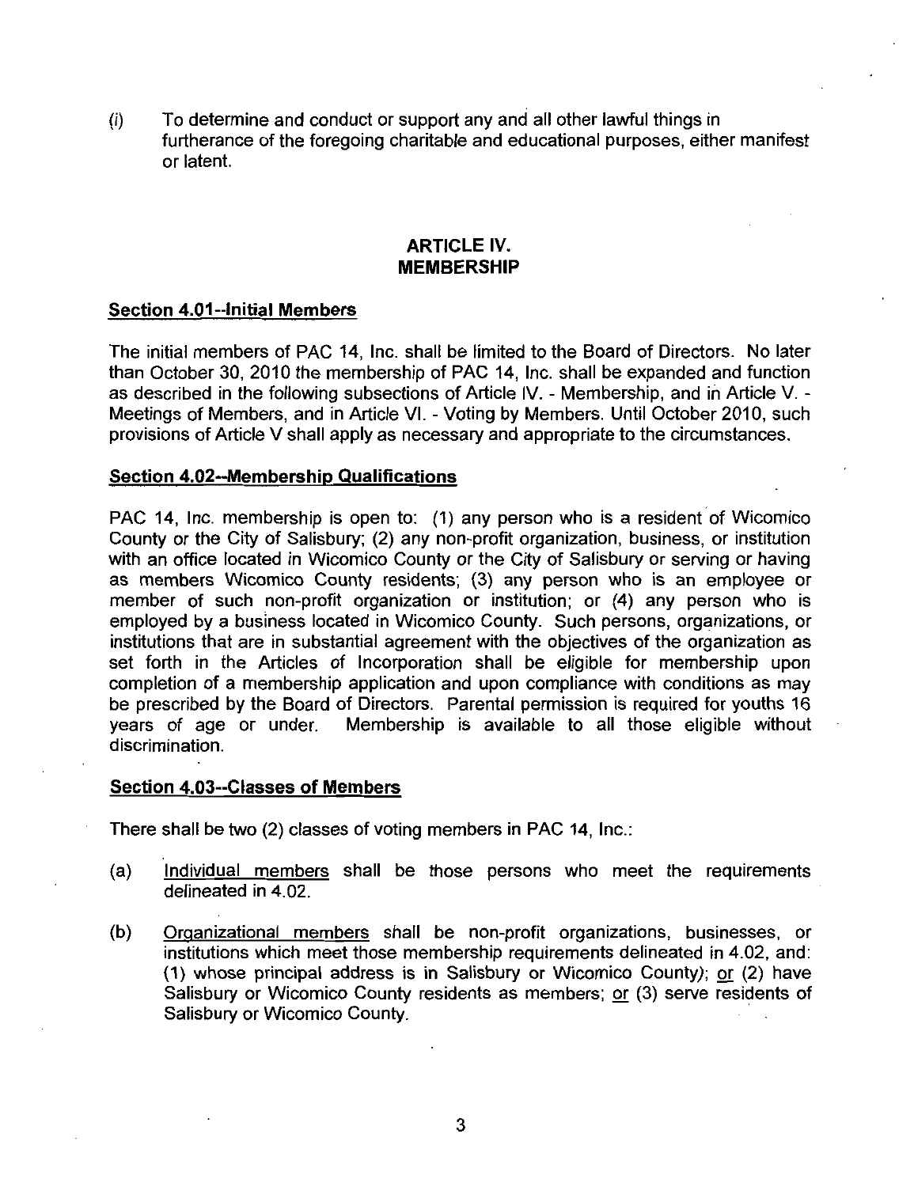(i) To determine and conduct or support any and all other lawful things in furtherance of the foregoing charitable and educational purposes, either manifest or latent.

## ARTICLE IV.
## MEMBERSHIP

### Section 4.01--Initial Members

The initial members of PAC 14, Inc. shall be limited to the Board of Directors. No later than October 30, 2010 the membership of PAC 14, Inc. shall be expanded and function as described in the following subsections of Article IV. - Membership, and in Article V. - Meetings of Members, and in Article VI. - Voting by Members. Until October 2010, such provisions of Article V shall apply as necessary and appropriate to the circumstances.

### Section 4.02--Membership Qualifications

PAC 14, Inc. membership is open to: (1) any person who is a resident of Wicomico County or the City of Salisbury; (2) any non-profit organization, business, or institution with an office located in Wicomico County or the City of Salisbury or serving or having as members Wicomico County residents; (3) any person who is an employee or member of such non-profit organization or institution; or (4) any person who is employed by a business located in Wicomico County. Such persons, organizations, or institutions that are in substantial agreement with the objectives of the organization as set forth in the Articles of Incorporation shall be eligible for membership upon completion of a membership application and upon compliance with conditions as may be prescribed by the Board of Directors. Parental permission is required for youths 16 years of age or under. Membership is available to all those eligible without discrimination.

### Section 4.03--Classes of Members

There shall be two (2) classes of voting members in PAC 14, Inc.:

(a) Individual members shall be those persons who meet the requirements delineated in 4.02.

(b) Organizational members shall be non-profit organizations, businesses, or institutions which meet those membership requirements delineated in 4.02, and: (1) whose principal address is in Salisbury or Wicomico County); or (2) have Salisbury or Wicomico County residents as members; or (3) serve residents of Salisbury or Wicomico County.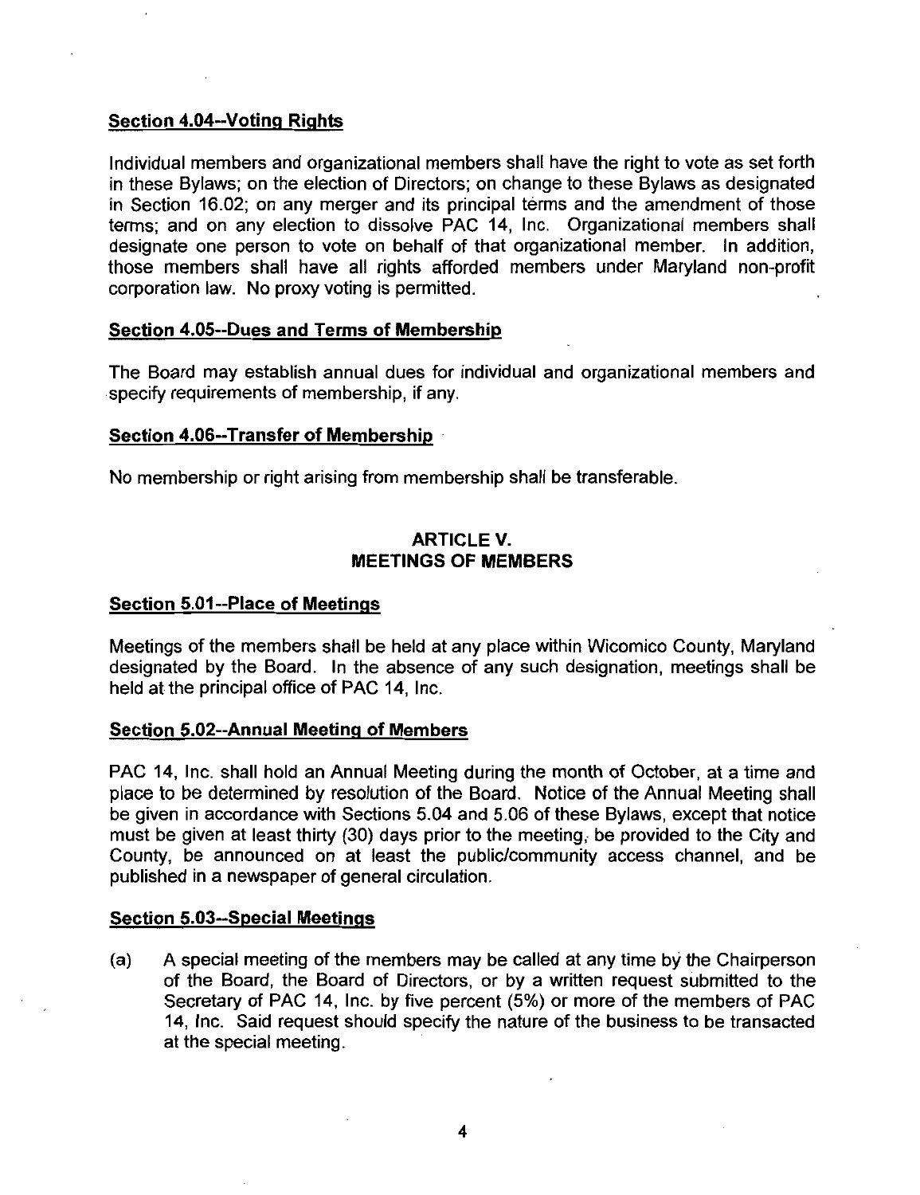**Section 4.04--Voting Rights**

Individual members and organizational members shall have the right to vote as set forth in these Bylaws; on the election of Directors; on change to these Bylaws as designated in Section 16.02; on any merger and its principal terms and the amendment of those terms; and on any election to dissolve PAC 14, Inc. Organizational members shall designate one person to vote on behalf of that organizational member. In addition, those members shall have all rights afforded members under Maryland non-profit corporation law. No proxy voting is permitted.

**Section 4.05--Dues and Terms of Membership**

The Board may establish annual dues for individual and organizational members and specify requirements of membership, if any.

**Section 4.06--Transfer of Membership**

No membership or right arising from membership shall be transferable.

## ARTICLE V.
## MEETINGS OF MEMBERS

**Section 5.01--Place of Meetings**

Meetings of the members shall be held at any place within Wicomico County, Maryland designated by the Board. In the absence of any such designation, meetings shall be held at the principal office of PAC 14, Inc.

**Section 5.02--Annual Meeting of Members**

PAC 14, Inc. shall hold an Annual Meeting during the month of October, at a time and place to be determined by resolution of the Board. Notice of the Annual Meeting shall be given in accordance with Sections 5.04 and 5.06 of these Bylaws, except that notice must be given at least thirty (30) days prior to the meeting, be provided to the City and County, be announced on at least the public/community access channel, and be published in a newspaper of general circulation.

**Section 5.03--Special Meetings**

(a) A special meeting of the members may be called at any time by the Chairperson of the Board, the Board of Directors, or by a written request submitted to the Secretary of PAC 14, Inc. by five percent (5%) or more of the members of PAC 14, Inc. Said request should specify the nature of the business to be transacted at the special meeting.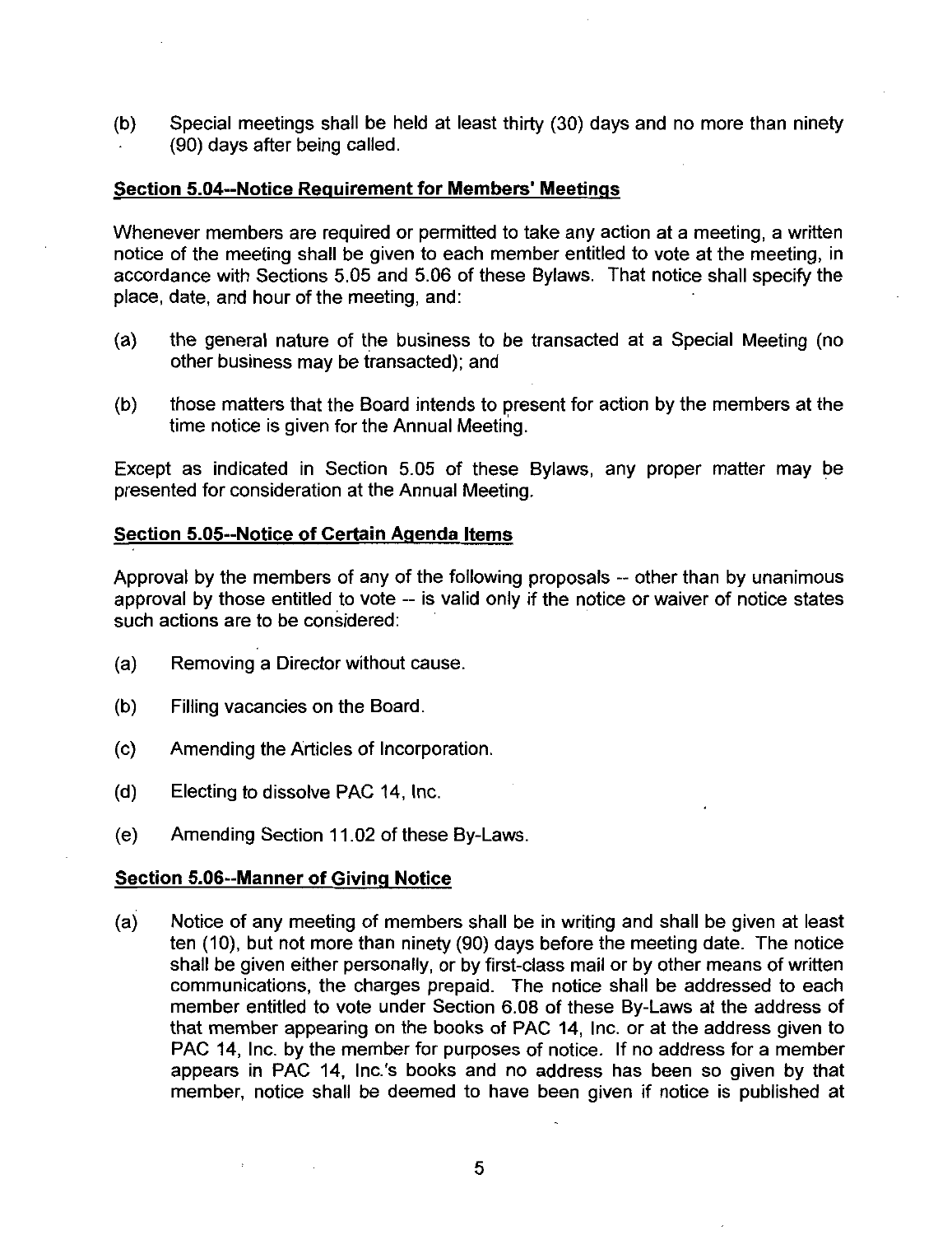(b) Special meetings shall be held at least thirty (30) days and no more than ninety (90) days after being called.

### Section 5.04--Notice Requirement for Members' Meetings

Whenever members are required or permitted to take any action at a meeting, a written notice of the meeting shall be given to each member entitled to vote at the meeting, in accordance with Sections 5.05 and 5.06 of these Bylaws. That notice shall specify the place, date, and hour of the meeting, and:

(a) the general nature of the business to be transacted at a Special Meeting (no other business may be transacted); and

(b) those matters that the Board intends to present for action by the members at the time notice is given for the Annual Meeting.

Except as indicated in Section 5.05 of these Bylaws, any proper matter may be presented for consideration at the Annual Meeting.

### Section 5.05--Notice of Certain Agenda Items

Approval by the members of any of the following proposals -- other than by unanimous approval by those entitled to vote -- is valid only if the notice or waiver of notice states such actions are to be considered:

(a) Removing a Director without cause.

(b) Filling vacancies on the Board.

(c) Amending the Articles of Incorporation.

(d) Electing to dissolve PAC 14, Inc.

(e) Amending Section 11.02 of these By-Laws.

### Section 5.06--Manner of Giving Notice

(a) Notice of any meeting of members shall be in writing and shall be given at least ten (10), but not more than ninety (90) days before the meeting date. The notice shall be given either personally, or by first-class mail or by other means of written communications, the charges prepaid. The notice shall be addressed to each member entitled to vote under Section 6.08 of these By-Laws at the address of that member appearing on the books of PAC 14, Inc. or at the address given to PAC 14, Inc. by the member for purposes of notice. If no address for a member appears in PAC 14, Inc.'s books and no address has been so given by that member, notice shall be deemed to have been given if notice is published at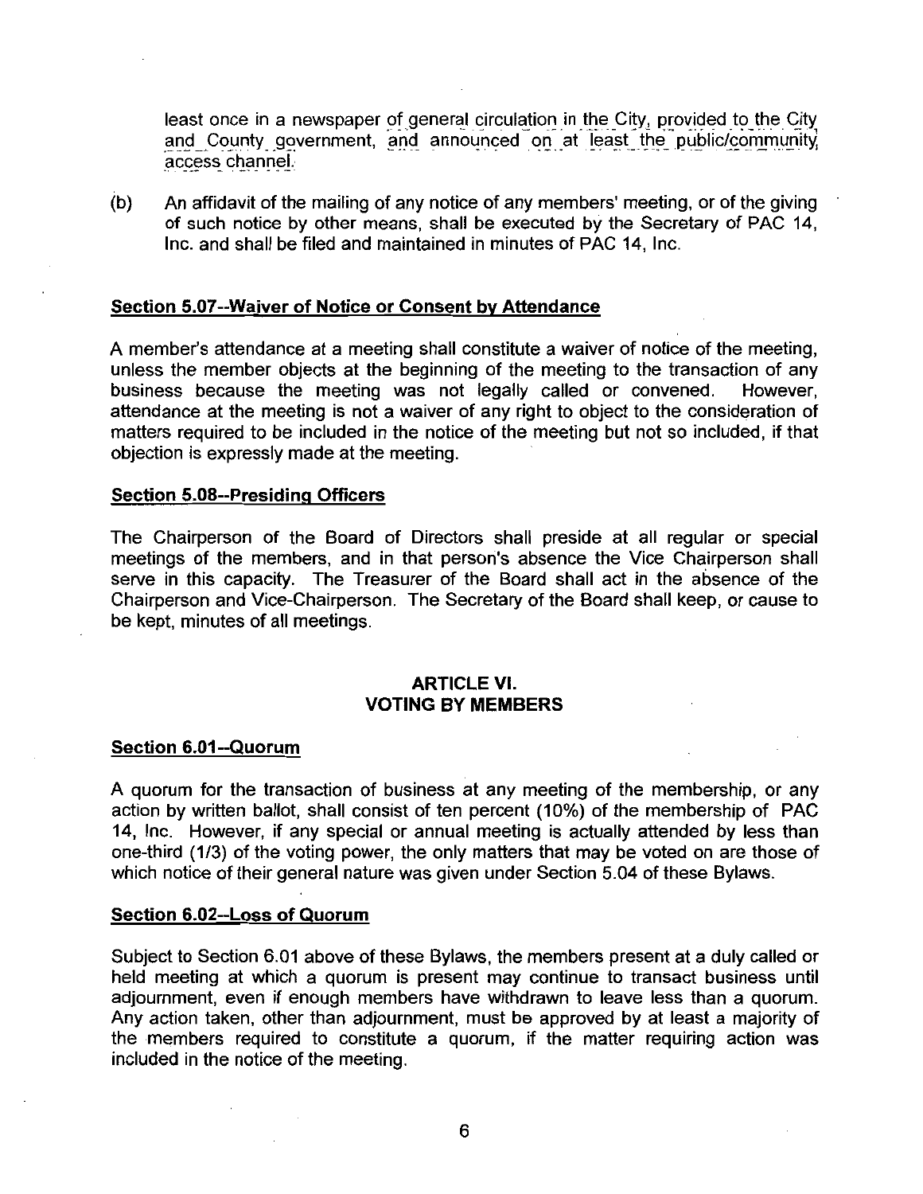least once in a newspaper of general circulation in the City, provided to the City and County government, and announced on at least the public/community access channel.

(b) An affidavit of the mailing of any notice of any members' meeting, or of the giving of such notice by other means, shall be executed by the Secretary of PAC 14, Inc. and shall be filed and maintained in minutes of PAC 14, Inc.

**Section 5.07--Waiver of Notice or Consent by Attendance**

A member's attendance at a meeting shall constitute a waiver of notice of the meeting, unless the member objects at the beginning of the meeting to the transaction of any business because the meeting was not legally called or convened. However, attendance at the meeting is not a waiver of any right to object to the consideration of matters required to be included in the notice of the meeting but not so included, if that objection is expressly made at the meeting.

**Section 5.08--Presiding Officers**

The Chairperson of the Board of Directors shall preside at all regular or special meetings of the members, and in that person's absence the Vice Chairperson shall serve in this capacity. The Treasurer of the Board shall act in the absence of the Chairperson and Vice-Chairperson. The Secretary of the Board shall keep, or cause to be kept, minutes of all meetings.

## ARTICLE VI. VOTING BY MEMBERS

**Section 6.01--Quorum**

A quorum for the transaction of business at any meeting of the membership, or any action by written ballot, shall consist of ten percent (10%) of the membership of PAC 14, Inc. However, if any special or annual meeting is actually attended by less than one-third (1/3) of the voting power, the only matters that may be voted on are those of which notice of their general nature was given under Section 5.04 of these Bylaws.

**Section 6.02--Loss of Quorum**

Subject to Section 6.01 above of these Bylaws, the members present at a duly called or held meeting at which a quorum is present may continue to transact business until adjournment, even if enough members have withdrawn to leave less than a quorum. Any action taken, other than adjournment, must be approved by at least a majority of the members required to constitute a quorum, if the matter requiring action was included in the notice of the meeting.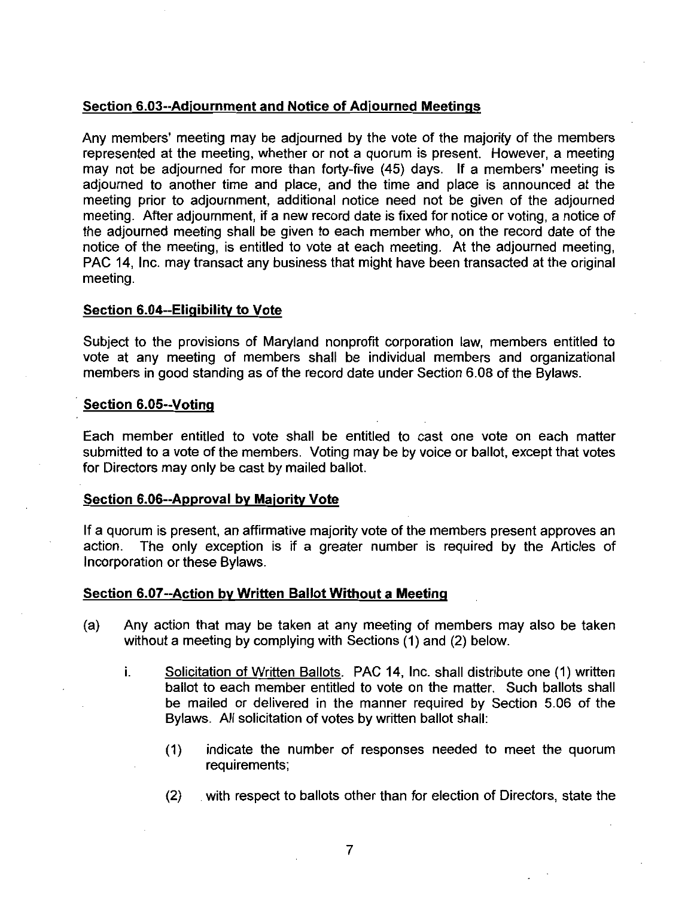**Section 6.03--Adjournment and Notice of Adjourned Meetings**

Any members' meeting may be adjourned by the vote of the majority of the members represented at the meeting, whether or not a quorum is present. However, a meeting may not be adjourned for more than forty-five (45) days. If a members' meeting is adjourned to another time and place, and the time and place is announced at the meeting prior to adjournment, additional notice need not be given of the adjourned meeting. After adjournment, if a new record date is fixed for notice or voting, a notice of the adjourned meeting shall be given to each member who, on the record date of the notice of the meeting, is entitled to vote at each meeting. At the adjourned meeting, PAC 14, Inc. may transact any business that might have been transacted at the original meeting.

**Section 6.04--Eligibility to Vote**

Subject to the provisions of Maryland nonprofit corporation law, members entitled to vote at any meeting of members shall be individual members and organizational members in good standing as of the record date under Section 6.08 of the Bylaws.

**Section 6.05--Voting**

Each member entitled to vote shall be entitled to cast one vote on each matter submitted to a vote of the members. Voting may be by voice or ballot, except that votes for Directors may only be cast by mailed ballot.

**Section 6.06--Approval by Majority Vote**

If a quorum is present, an affirmative majority vote of the members present approves an action. The only exception is if a greater number is required by the Articles of Incorporation or these Bylaws.

**Section 6.07--Action by Written Ballot Without a Meeting**

(a) Any action that may be taken at any meeting of members may also be taken without a meeting by complying with Sections (1) and (2) below.

i. Solicitation of Written Ballots. PAC 14, Inc. shall distribute one (1) written ballot to each member entitled to vote on the matter. Such ballots shall be mailed or delivered in the manner required by Section 5.06 of the Bylaws. All solicitation of votes by written ballot shall:

(1) indicate the number of responses needed to meet the quorum requirements;

(2) with respect to ballots other than for election of Directors, state the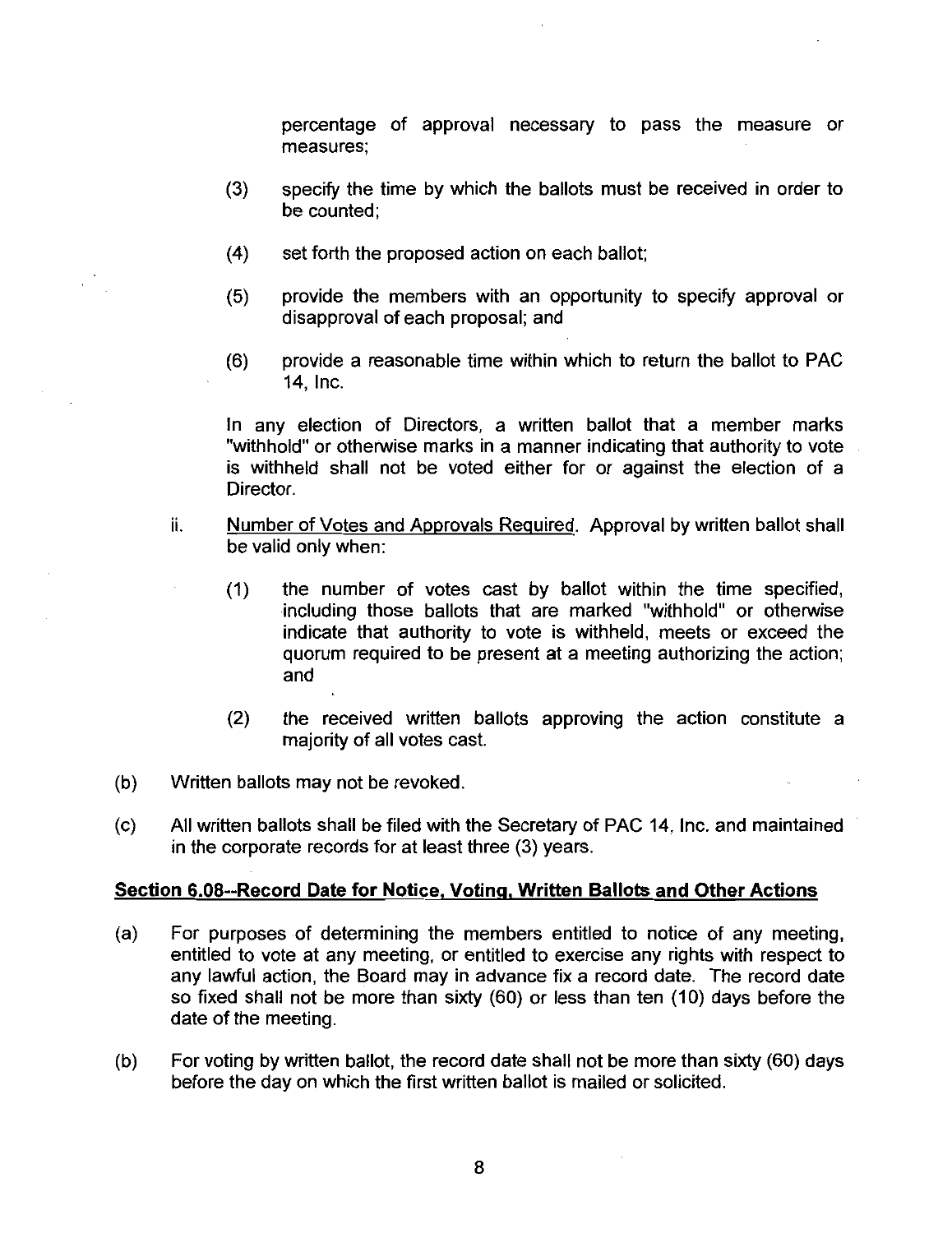percentage of approval necessary to pass the measure or measures;

(3) specify the time by which the ballots must be received in order to be counted;

(4) set forth the proposed action on each ballot;

(5) provide the members with an opportunity to specify approval or disapproval of each proposal; and

(6) provide a reasonable time within which to return the ballot to PAC 14, Inc.

In any election of Directors, a written ballot that a member marks "withhold" or otherwise marks in a manner indicating that authority to vote is withheld shall not be voted either for or against the election of a Director.

ii. <u>Number of Votes and Approvals Required</u>. Approval by written ballot shall be valid only when:

(1) the number of votes cast by ballot within the time specified, including those ballots that are marked "withhold" or otherwise indicate that authority to vote is withheld, meets or exceed the quorum required to be present at a meeting authorizing the action; and

(2) the received written ballots approving the action constitute a majority of all votes cast.

(b) Written ballots may not be revoked.

(c) All written ballots shall be filed with the Secretary of PAC 14, Inc. and maintained in the corporate records for at least three (3) years.

**<u>Section 6.08--Record Date for Notice, Voting, Written Ballots and Other Actions</u>**

(a) For purposes of determining the members entitled to notice of any meeting, entitled to vote at any meeting, or entitled to exercise any rights with respect to any lawful action, the Board may in advance fix a record date. The record date so fixed shall not be more than sixty (60) or less than ten (10) days before the date of the meeting.

(b) For voting by written ballot, the record date shall not be more than sixty (60) days before the day on which the first written ballot is mailed or solicited.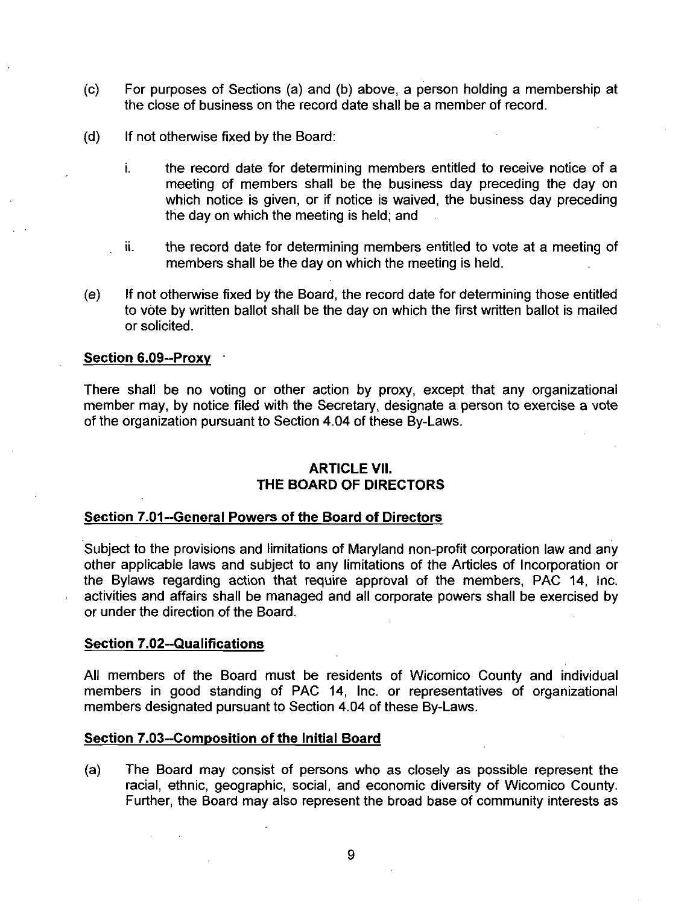(c) For purposes of Sections (a) and (b) above, a person holding a membership at the close of business on the record date shall be a member of record.

(d) If not otherwise fixed by the Board:

   i. the record date for determining members entitled to receive notice of a meeting of members shall be the business day preceding the day on which notice is given, or if notice is waived, the business day preceding the day on which the meeting is held; and

   ii. the record date for determining members entitled to vote at a meeting of members shall be the day on which the meeting is held.

(e) If not otherwise fixed by the Board, the record date for determining those entitled to vote by written ballot shall be the day on which the first written ballot is mailed or solicited.

**Section 6.09--Proxy**

There shall be no voting or other action by proxy, except that any organizational member may, by notice filed with the Secretary, designate a person to exercise a vote of the organization pursuant to Section 4.04 of these By-Laws.

## ARTICLE VII.
## THE BOARD OF DIRECTORS

**Section 7.01--General Powers of the Board of Directors**

Subject to the provisions and limitations of Maryland non-profit corporation law and any other applicable laws and subject to any limitations of the Articles of Incorporation or the Bylaws regarding action that require approval of the members, PAC 14, Inc. activities and affairs shall be managed and all corporate powers shall be exercised by or under the direction of the Board.

**Section 7.02--Qualifications**

All members of the Board must be residents of Wicomico County and individual members in good standing of PAC 14, Inc. or representatives of organizational members designated pursuant to Section 4.04 of these By-Laws.

**Section 7.03--Composition of the Initial Board**

(a) The Board may consist of persons who as closely as possible represent the racial, ethnic, geographic, social, and economic diversity of Wicomico County. Further, the Board may also represent the broad base of community interests as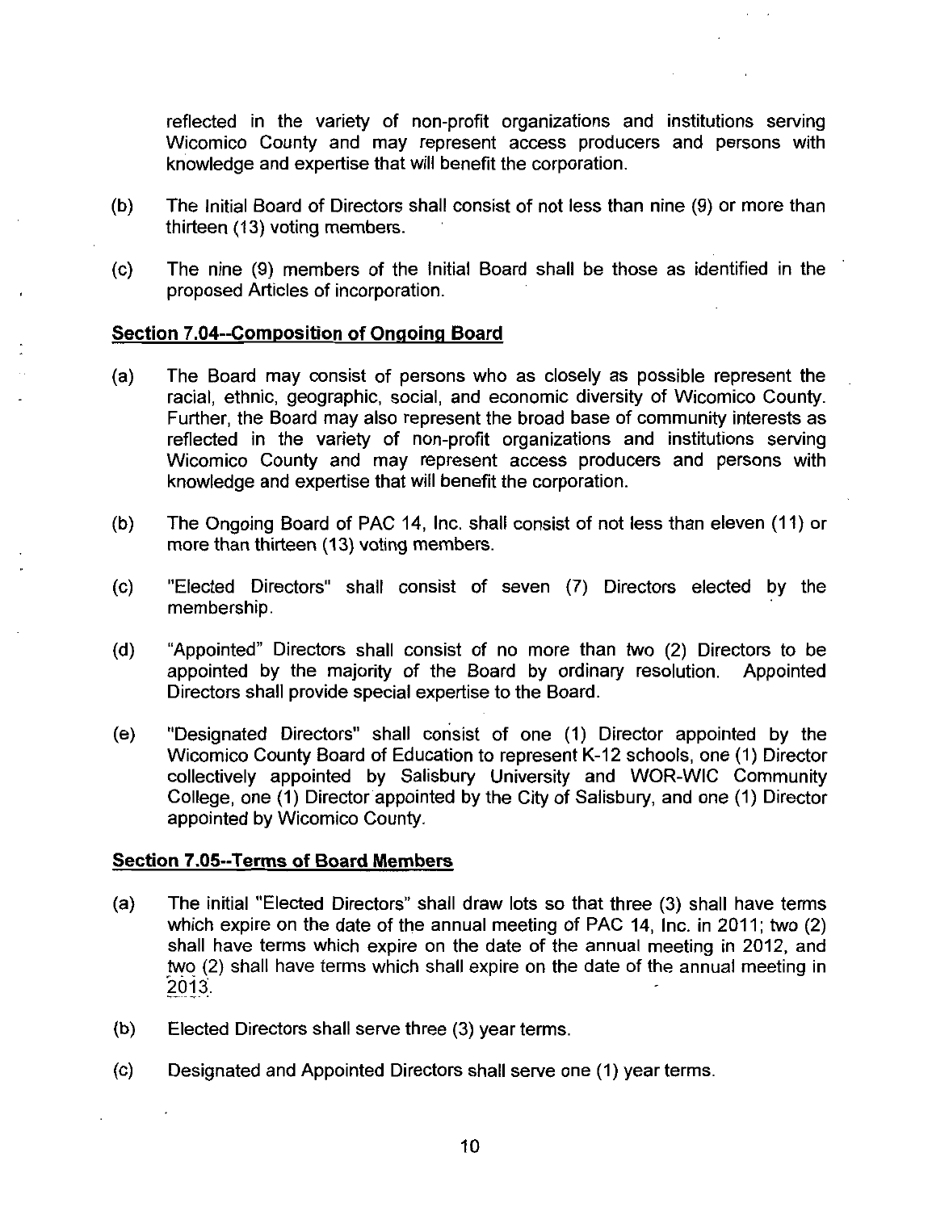reflected in the variety of non-profit organizations and institutions serving Wicomico County and may represent access producers and persons with knowledge and expertise that will benefit the corporation.

(b) The Initial Board of Directors shall consist of not less than nine (9) or more than thirteen (13) voting members.

(c) The nine (9) members of the Initial Board shall be those as identified in the proposed Articles of incorporation.

**Section 7.04--Composition of Ongoing Board**

(a) The Board may consist of persons who as closely as possible represent the racial, ethnic, geographic, social, and economic diversity of Wicomico County. Further, the Board may also represent the broad base of community interests as reflected in the variety of non-profit organizations and institutions serving Wicomico County and may represent access producers and persons with knowledge and expertise that will benefit the corporation.

(b) The Ongoing Board of PAC 14, Inc. shall consist of not less than eleven (11) or more than thirteen (13) voting members.

(c) "Elected Directors" shall consist of seven (7) Directors elected by the membership.

(d) "Appointed" Directors shall consist of no more than two (2) Directors to be appointed by the majority of the Board by ordinary resolution. Appointed Directors shall provide special expertise to the Board.

(e) "Designated Directors" shall consist of one (1) Director appointed by the Wicomico County Board of Education to represent K-12 schools, one (1) Director collectively appointed by Salisbury University and WOR-WIC Community College, one (1) Director appointed by the City of Salisbury, and one (1) Director appointed by Wicomico County.

**Section 7.05--Terms of Board Members**

(a) The initial "Elected Directors" shall draw lots so that three (3) shall have terms which expire on the date of the annual meeting of PAC 14, Inc. in 2011; two (2) shall have terms which expire on the date of the annual meeting in 2012, and two (2) shall have terms which shall expire on the date of the annual meeting in 2013.

(b) Elected Directors shall serve three (3) year terms.

(c) Designated and Appointed Directors shall serve one (1) year terms.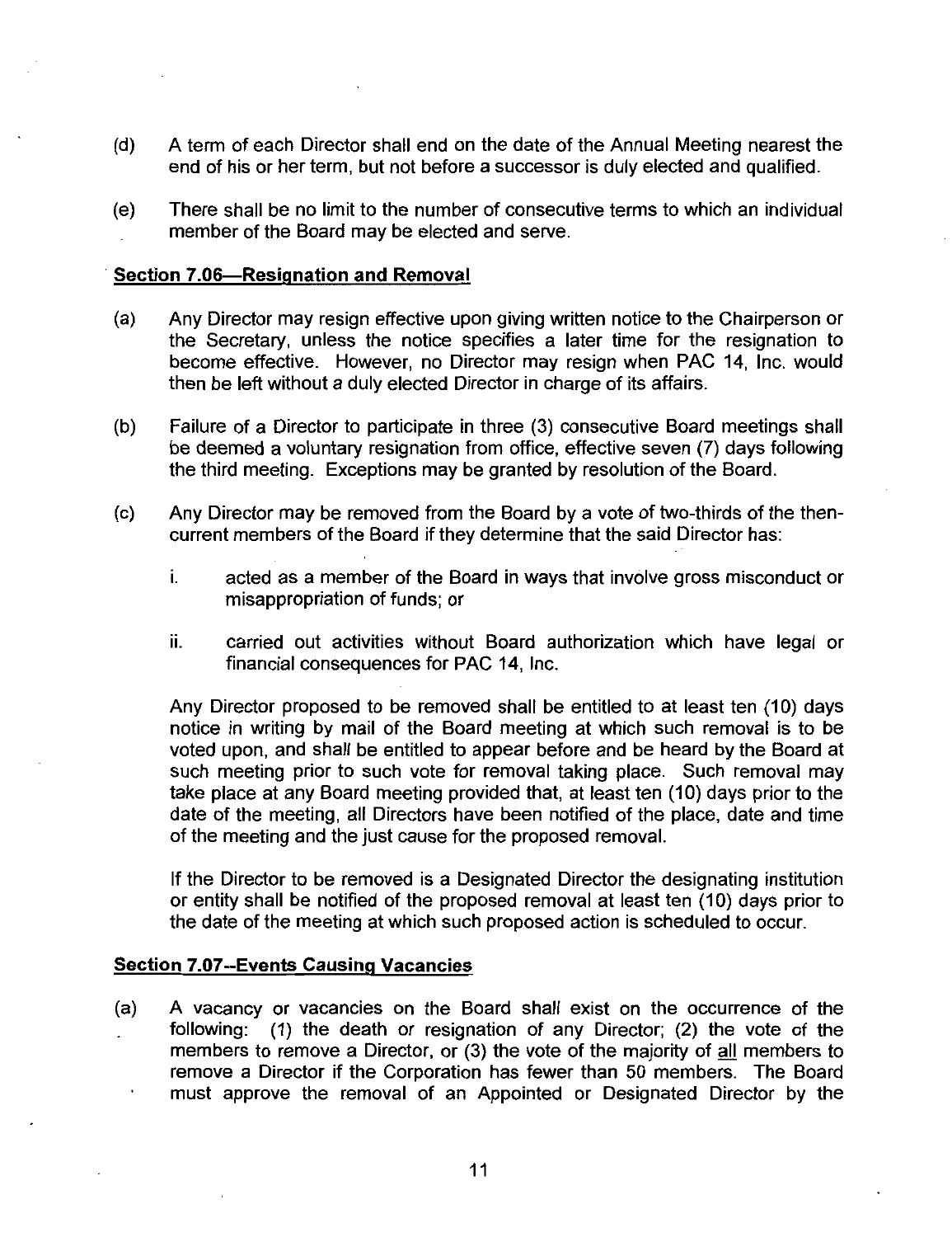(d) A term of each Director shall end on the date of the Annual Meeting nearest the end of his or her term, but not before a successor is duly elected and qualified.

(e) There shall be no limit to the number of consecutive terms to which an individual member of the Board may be elected and serve.

**Section 7.06—Resignation and Removal**

(a) Any Director may resign effective upon giving written notice to the Chairperson or the Secretary, unless the notice specifies a later time for the resignation to become effective. However, no Director may resign when PAC 14, Inc. would then be left without a duly elected Director in charge of its affairs.

(b) Failure of a Director to participate in three (3) consecutive Board meetings shall be deemed a voluntary resignation from office, effective seven (7) days following the third meeting. Exceptions may be granted by resolution of the Board.

(c) Any Director may be removed from the Board by a vote of two-thirds of the then-current members of the Board if they determine that the said Director has:

   i. acted as a member of the Board in ways that involve gross misconduct or misappropriation of funds; or

   ii. carried out activities without Board authorization which have legal or financial consequences for PAC 14, Inc.

   Any Director proposed to be removed shall be entitled to at least ten (10) days notice in writing by mail of the Board meeting at which such removal is to be voted upon, and shall be entitled to appear before and be heard by the Board at such meeting prior to such vote for removal taking place. Such removal may take place at any Board meeting provided that, at least ten (10) days prior to the date of the meeting, all Directors have been notified of the place, date and time of the meeting and the just cause for the proposed removal.

   If the Director to be removed is a Designated Director the designating institution or entity shall be notified of the proposed removal at least ten (10) days prior to the date of the meeting at which such proposed action is scheduled to occur.

**Section 7.07--Events Causing Vacancies**

(a) A vacancy or vacancies on the Board shall exist on the occurrence of the following: (1) the death or resignation of any Director; (2) the vote of the members to remove a Director, or (3) the vote of the majority of all members to remove a Director if the Corporation has fewer than 50 members. The Board must approve the removal of an Appointed or Designated Director by the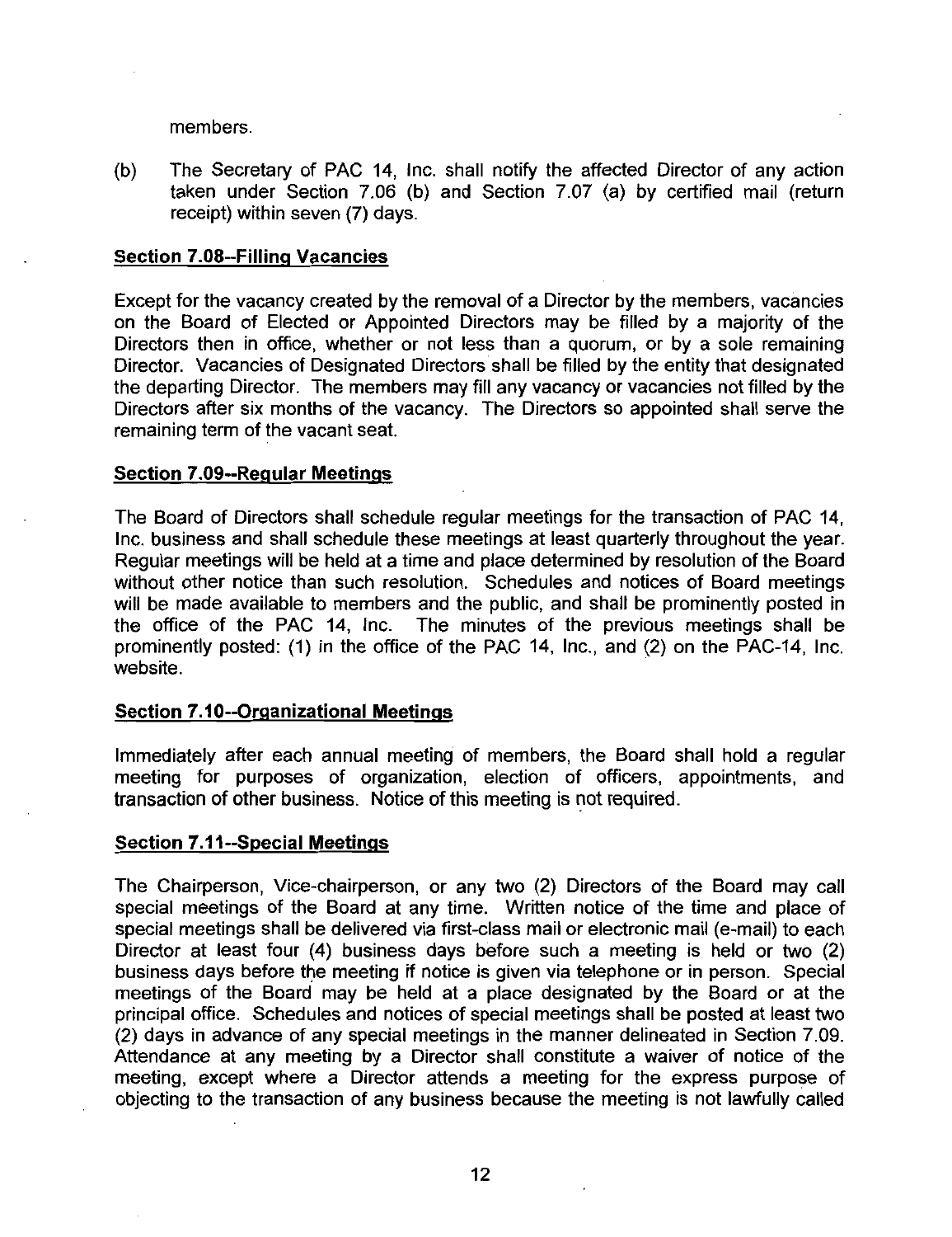members.

(b) The Secretary of PAC 14, Inc. shall notify the affected Director of any action taken under Section 7.06 (b) and Section 7.07 (a) by certified mail (return receipt) within seven (7) days.

**Section 7.08--Filling Vacancies**

Except for the vacancy created by the removal of a Director by the members, vacancies on the Board of Elected or Appointed Directors may be filled by a majority of the Directors then in office, whether or not less than a quorum, or by a sole remaining Director. Vacancies of Designated Directors shall be filled by the entity that designated the departing Director. The members may fill any vacancy or vacancies not filled by the Directors after six months of the vacancy. The Directors so appointed shall serve the remaining term of the vacant seat.

**Section 7.09--Regular Meetings**

The Board of Directors shall schedule regular meetings for the transaction of PAC 14, Inc. business and shall schedule these meetings at least quarterly throughout the year. Regular meetings will be held at a time and place determined by resolution of the Board without other notice than such resolution. Schedules and notices of Board meetings will be made available to members and the public, and shall be prominently posted in the office of the PAC 14, Inc. The minutes of the previous meetings shall be prominently posted: (1) in the office of the PAC 14, Inc., and (2) on the PAC-14, Inc. website.

**Section 7.10--Organizational Meetings**

Immediately after each annual meeting of members, the Board shall hold a regular meeting for purposes of organization, election of officers, appointments, and transaction of other business. Notice of this meeting is not required.

**Section 7.11--Special Meetings**

The Chairperson, Vice-chairperson, or any two (2) Directors of the Board may call special meetings of the Board at any time. Written notice of the time and place of special meetings shall be delivered via first-class mail or electronic mail (e-mail) to each Director at least four (4) business days before such a meeting is held or two (2) business days before the meeting if notice is given via telephone or in person. Special meetings of the Board may be held at a place designated by the Board or at the principal office. Schedules and notices of special meetings shall be posted at least two (2) days in advance of any special meetings in the manner delineated in Section 7.09. Attendance at any meeting by a Director shall constitute a waiver of notice of the meeting, except where a Director attends a meeting for the express purpose of objecting to the transaction of any business because the meeting is not lawfully called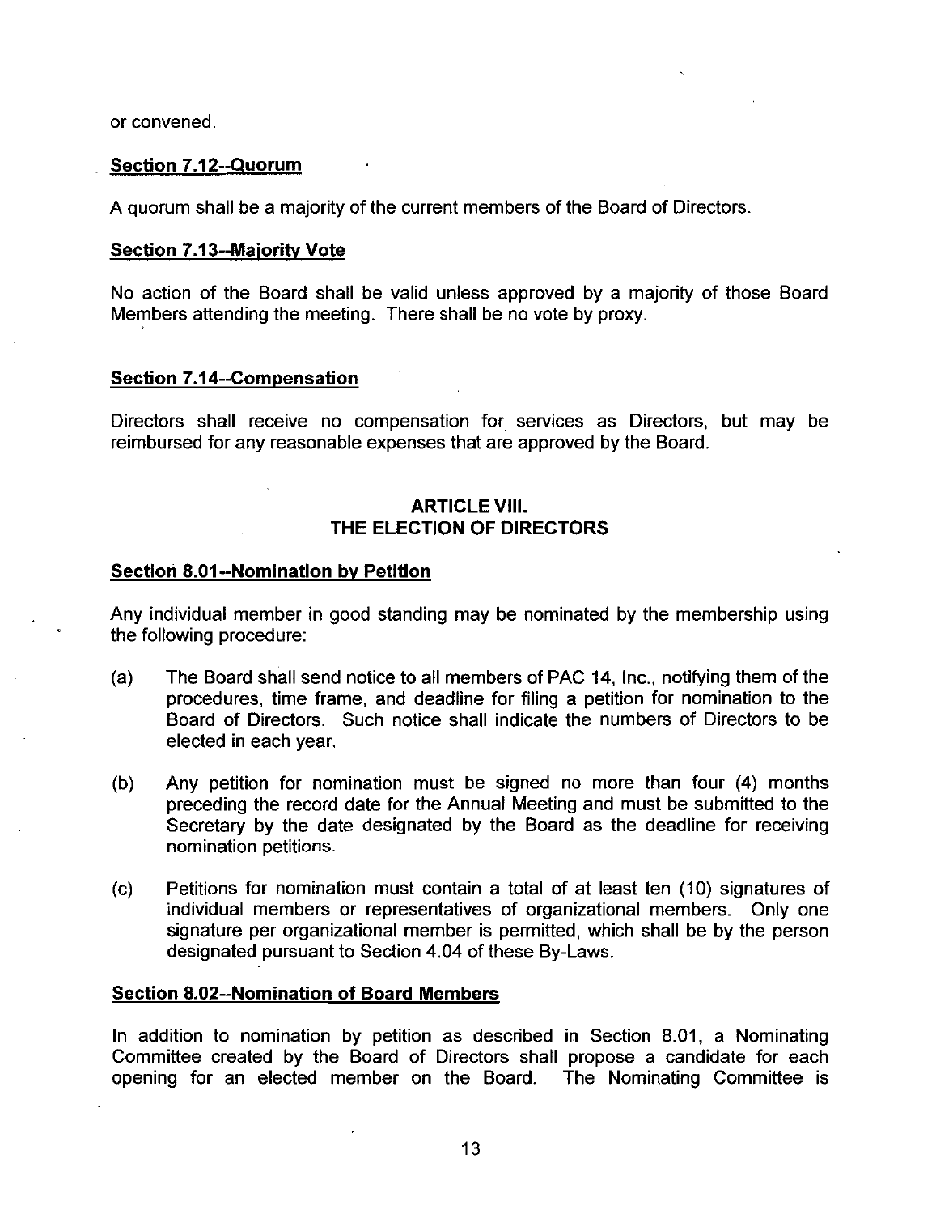or convened.

**Section 7.12--Quorum**

A quorum shall be a majority of the current members of the Board of Directors.

**Section 7.13--Majority Vote**

No action of the Board shall be valid unless approved by a majority of those Board Members attending the meeting. There shall be no vote by proxy.

**Section 7.14--Compensation**

Directors shall receive no compensation for services as Directors, but may be reimbursed for any reasonable expenses that are approved by the Board.

## ARTICLE VIII.
## THE ELECTION OF DIRECTORS

**Section 8.01--Nomination by Petition**

Any individual member in good standing may be nominated by the membership using the following procedure:

(a) The Board shall send notice to all members of PAC 14, Inc., notifying them of the procedures, time frame, and deadline for filing a petition for nomination to the Board of Directors. Such notice shall indicate the numbers of Directors to be elected in each year.

(b) Any petition for nomination must be signed no more than four (4) months preceding the record date for the Annual Meeting and must be submitted to the Secretary by the date designated by the Board as the deadline for receiving nomination petitions.

(c) Petitions for nomination must contain a total of at least ten (10) signatures of individual members or representatives of organizational members. Only one signature per organizational member is permitted, which shall be by the person designated pursuant to Section 4.04 of these By-Laws.

**Section 8.02--Nomination of Board Members**

In addition to nomination by petition as described in Section 8.01, a Nominating Committee created by the Board of Directors shall propose a candidate for each opening for an elected member on the Board. The Nominating Committee is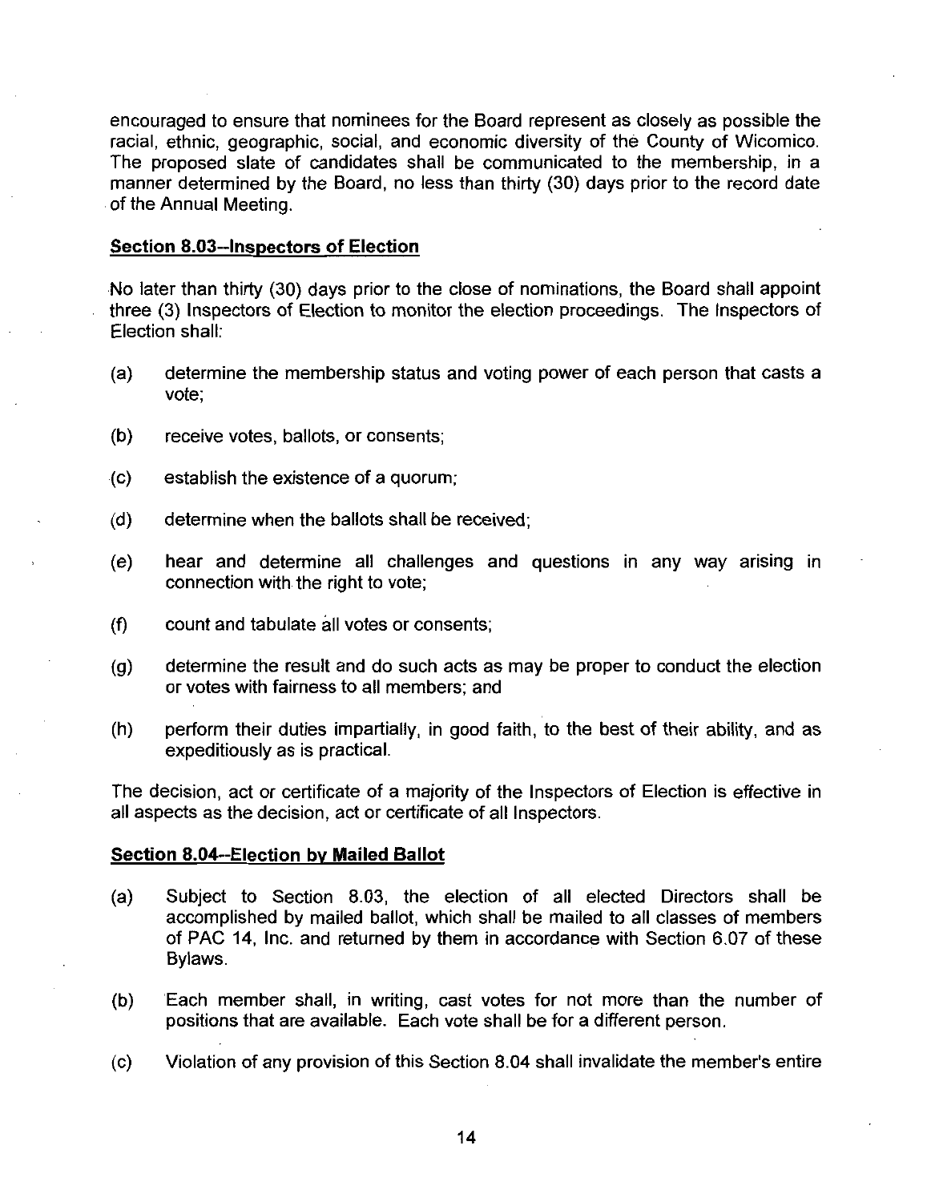encouraged to ensure that nominees for the Board represent as closely as possible the racial, ethnic, geographic, social, and economic diversity of the County of Wicomico. The proposed slate of candidates shall be communicated to the membership, in a manner determined by the Board, no less than thirty (30) days prior to the record date of the Annual Meeting.

**Section 8.03--Inspectors of Election**

No later than thirty (30) days prior to the close of nominations, the Board shall appoint three (3) Inspectors of Election to monitor the election proceedings. The Inspectors of Election shall:

(a) determine the membership status and voting power of each person that casts a vote;

(b) receive votes, ballots, or consents;

(c) establish the existence of a quorum;

(d) determine when the ballots shall be received;

(e) hear and determine all challenges and questions in any way arising in connection with the right to vote;

(f) count and tabulate all votes or consents;

(g) determine the result and do such acts as may be proper to conduct the election or votes with fairness to all members; and

(h) perform their duties impartially, in good faith, to the best of their ability, and as expeditiously as is practical.

The decision, act or certificate of a majority of the Inspectors of Election is effective in all aspects as the decision, act or certificate of all Inspectors.

**Section 8.04--Election by Mailed Ballot**

(a) Subject to Section 8.03, the election of all elected Directors shall be accomplished by mailed ballot, which shall be mailed to all classes of members of PAC 14, Inc. and returned by them in accordance with Section 6.07 of these Bylaws.

(b) Each member shall, in writing, cast votes for not more than the number of positions that are available. Each vote shall be for a different person.

(c) Violation of any provision of this Section 8.04 shall invalidate the member's entire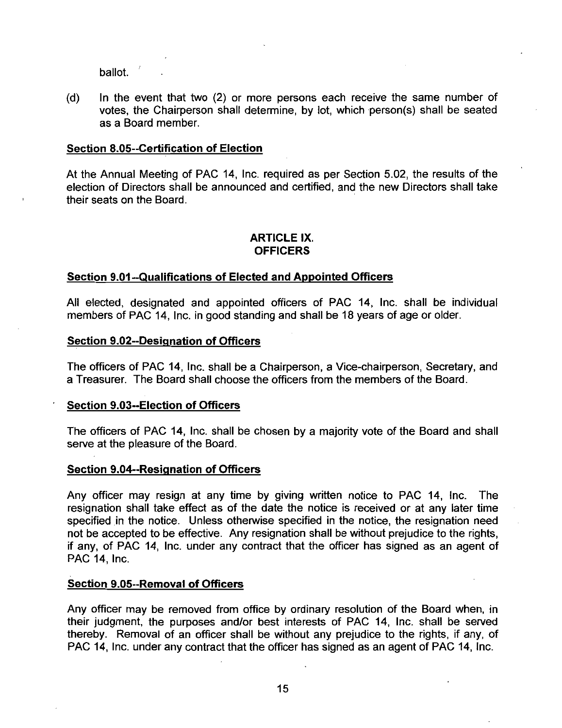ballot.

(d) In the event that two (2) or more persons each receive the same number of votes, the Chairperson shall determine, by lot, which person(s) shall be seated as a Board member.

**Section 8.05--Certification of Election**

At the Annual Meeting of PAC 14, Inc. required as per Section 5.02, the results of the election of Directors shall be announced and certified, and the new Directors shall take their seats on the Board.

## ARTICLE IX.
## OFFICERS

**Section 9.01--Qualifications of Elected and Appointed Officers**

All elected, designated and appointed officers of PAC 14, Inc. shall be individual members of PAC 14, Inc. in good standing and shall be 18 years of age or older.

**Section 9.02--Designation of Officers**

The officers of PAC 14, Inc. shall be a Chairperson, a Vice-chairperson, Secretary, and a Treasurer. The Board shall choose the officers from the members of the Board.

**Section 9.03--Election of Officers**

The officers of PAC 14, Inc. shall be chosen by a majority vote of the Board and shall serve at the pleasure of the Board.

**Section 9.04--Resignation of Officers**

Any officer may resign at any time by giving written notice to PAC 14, Inc. The resignation shall take effect as of the date the notice is received or at any later time specified in the notice. Unless otherwise specified in the notice, the resignation need not be accepted to be effective. Any resignation shall be without prejudice to the rights, if any, of PAC 14, Inc. under any contract that the officer has signed as an agent of PAC 14, Inc.

**Section 9.05--Removal of Officers**

Any officer may be removed from office by ordinary resolution of the Board when, in their judgment, the purposes and/or best interests of PAC 14, Inc. shall be served thereby. Removal of an officer shall be without any prejudice to the rights, if any, of PAC 14, Inc. under any contract that the officer has signed as an agent of PAC 14, Inc.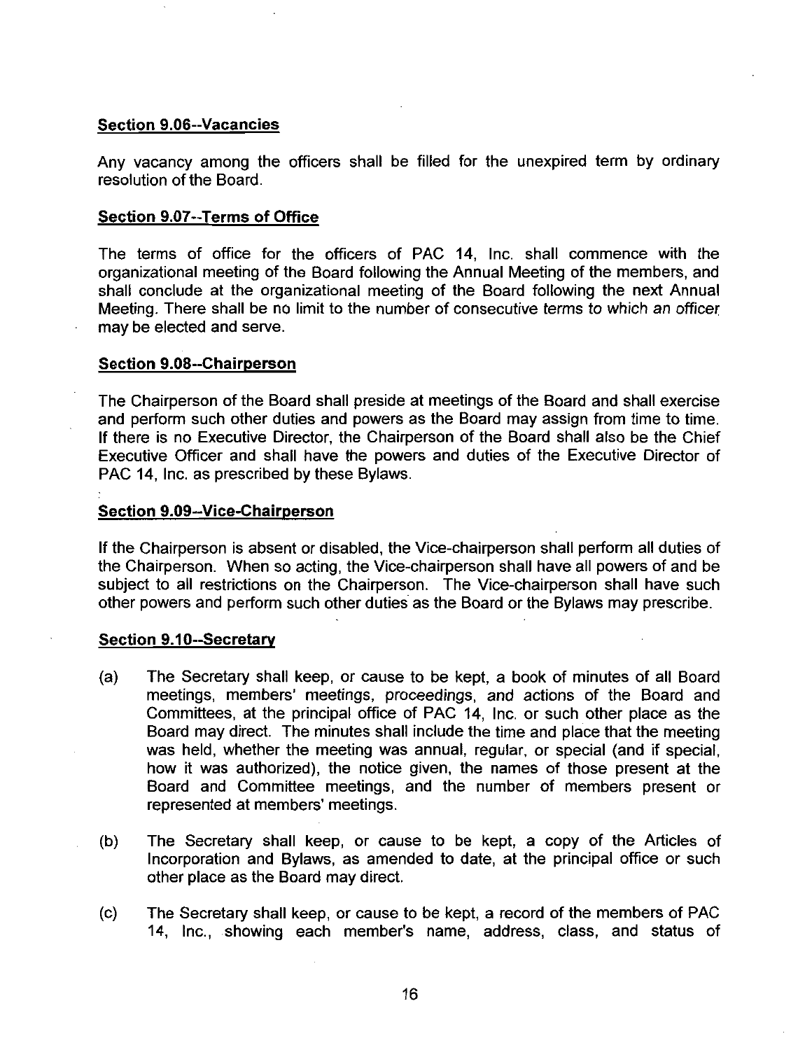**Section 9.06--Vacancies**

Any vacancy among the officers shall be filled for the unexpired term by ordinary resolution of the Board.

**Section 9.07--Terms of Office**

The terms of office for the officers of PAC 14, Inc. shall commence with the organizational meeting of the Board following the Annual Meeting of the members, and shall conclude at the organizational meeting of the Board following the next Annual Meeting. There shall be no limit to the number of consecutive terms to which an officer may be elected and serve.

**Section 9.08--Chairperson**

The Chairperson of the Board shall preside at meetings of the Board and shall exercise and perform such other duties and powers as the Board may assign from time to time. If there is no Executive Director, the Chairperson of the Board shall also be the Chief Executive Officer and shall have the powers and duties of the Executive Director of PAC 14, Inc. as prescribed by these Bylaws.

**Section 9.09--Vice-Chairperson**

If the Chairperson is absent or disabled, the Vice-chairperson shall perform all duties of the Chairperson. When so acting, the Vice-chairperson shall have all powers of and be subject to all restrictions on the Chairperson. The Vice-chairperson shall have such other powers and perform such other duties as the Board or the Bylaws may prescribe.

**Section 9.10--Secretary**

(a) The Secretary shall keep, or cause to be kept, a book of minutes of all Board meetings, members' meetings, proceedings, and actions of the Board and Committees, at the principal office of PAC 14, Inc. or such other place as the Board may direct. The minutes shall include the time and place that the meeting was held, whether the meeting was annual, regular, or special (and if special, how it was authorized), the notice given, the names of those present at the Board and Committee meetings, and the number of members present or represented at members' meetings.

(b) The Secretary shall keep, or cause to be kept, a copy of the Articles of Incorporation and Bylaws, as amended to date, at the principal office or such other place as the Board may direct.

(c) The Secretary shall keep, or cause to be kept, a record of the members of PAC 14, Inc., showing each member's name, address, class, and status of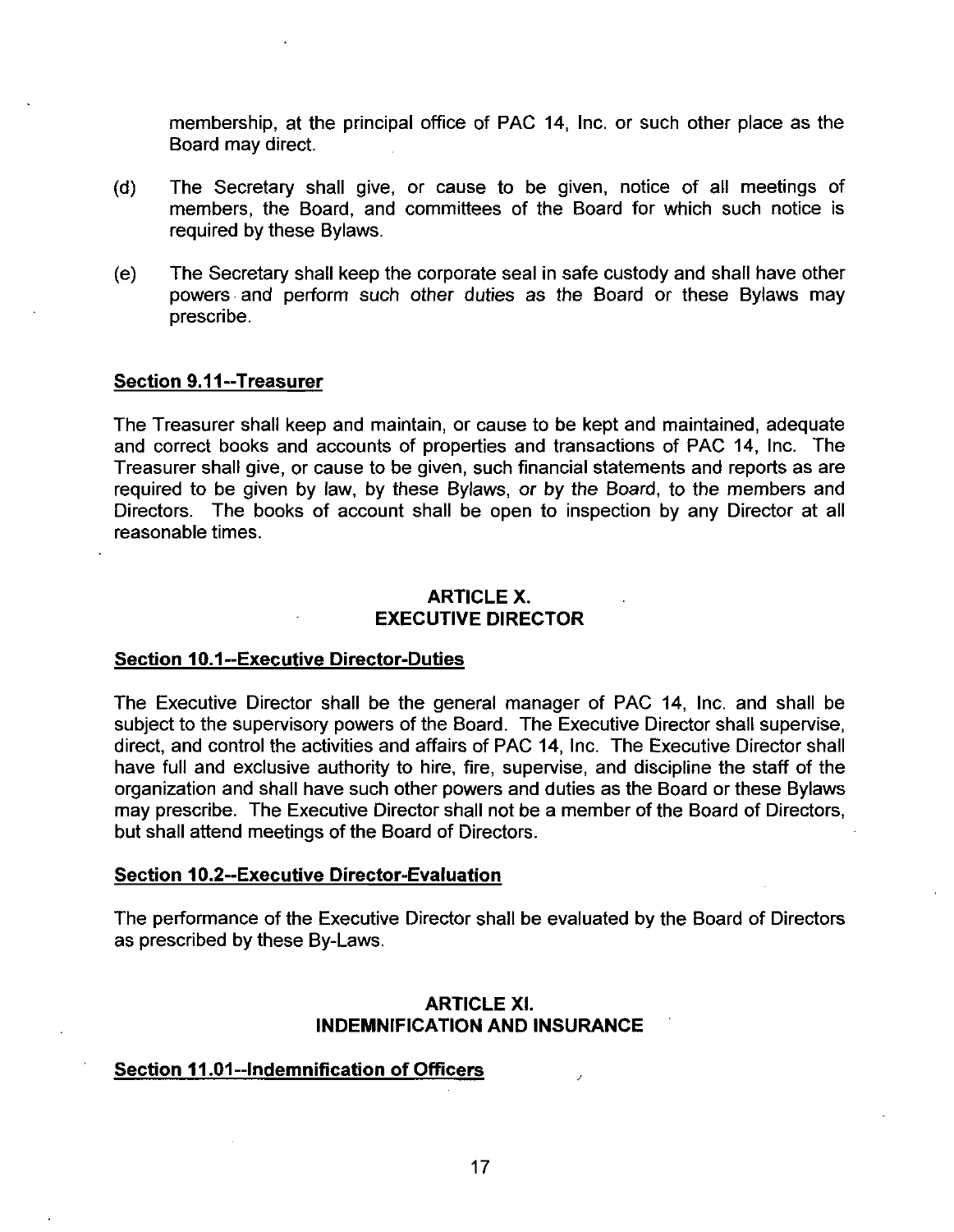membership, at the principal office of PAC 14, Inc. or such other place as the Board may direct.

(d) The Secretary shall give, or cause to be given, notice of all meetings of members, the Board, and committees of the Board for which such notice is required by these Bylaws.

(e) The Secretary shall keep the corporate seal in safe custody and shall have other powers and perform such other duties as the Board or these Bylaws may prescribe.

**Section 9.11--Treasurer**

The Treasurer shall keep and maintain, or cause to be kept and maintained, adequate and correct books and accounts of properties and transactions of PAC 14, Inc. The Treasurer shall give, or cause to be given, such financial statements and reports as are required to be given by law, by these Bylaws, or by the Board, to the members and Directors. The books of account shall be open to inspection by any Director at all reasonable times.

## ARTICLE X.
## EXECUTIVE DIRECTOR

**Section 10.1--Executive Director-Duties**

The Executive Director shall be the general manager of PAC 14, Inc. and shall be subject to the supervisory powers of the Board. The Executive Director shall supervise, direct, and control the activities and affairs of PAC 14, Inc. The Executive Director shall have full and exclusive authority to hire, fire, supervise, and discipline the staff of the organization and shall have such other powers and duties as the Board or these Bylaws may prescribe. The Executive Director shall not be a member of the Board of Directors, but shall attend meetings of the Board of Directors.

**Section 10.2--Executive Director-Evaluation**

The performance of the Executive Director shall be evaluated by the Board of Directors as prescribed by these By-Laws.

## ARTICLE XI.
## INDEMNIFICATION AND INSURANCE

**Section 11.01--Indemnification of Officers**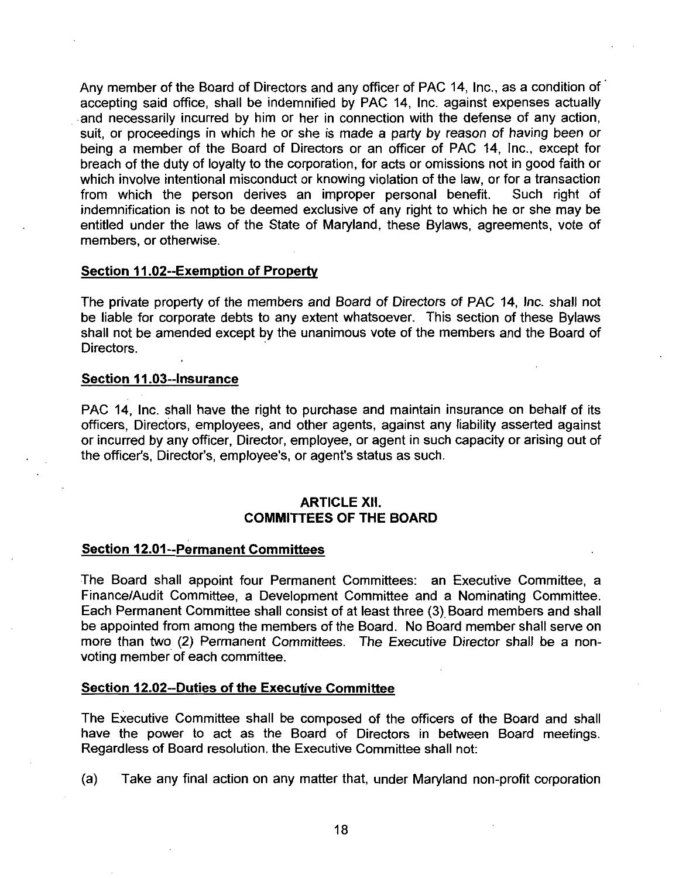Any member of the Board of Directors and any officer of PAC 14, Inc., as a condition of accepting said office, shall be indemnified by PAC 14, Inc. against expenses actually and necessarily incurred by him or her in connection with the defense of any action, suit, or proceedings in which he or she is made a party by reason of having been or being a member of the Board of Directors or an officer of PAC 14, Inc., except for breach of the duty of loyalty to the corporation, for acts or omissions not in good faith or which involve intentional misconduct or knowing violation of the law, or for a transaction from which the person derives an improper personal benefit. Such right of indemnification is not to be deemed exclusive of any right to which he or she may be entitled under the laws of the State of Maryland, these Bylaws, agreements, vote of members, or otherwise.

**Section 11.02--Exemption of Property**

The private property of the members and Board of Directors of PAC 14, Inc. shall not be liable for corporate debts to any extent whatsoever. This section of these Bylaws shall not be amended except by the unanimous vote of the members and the Board of Directors.

**Section 11.03--Insurance**

PAC 14, Inc. shall have the right to purchase and maintain insurance on behalf of its officers, Directors, employees, and other agents, against any liability asserted against or incurred by any officer, Director, employee, or agent in such capacity or arising out of the officer's, Director's, employee's, or agent's status as such.

## ARTICLE XII.
## COMMITTEES OF THE BOARD

**Section 12.01--Permanent Committees**

The Board shall appoint four Permanent Committees: an Executive Committee, a Finance/Audit Committee, a Development Committee and a Nominating Committee. Each Permanent Committee shall consist of at least three (3) Board members and shall be appointed from among the members of the Board. No Board member shall serve on more than two (2) Permanent Committees. The Executive Director shall be a non-voting member of each committee.

**Section 12.02--Duties of the Executive Committee**

The Executive Committee shall be composed of the officers of the Board and shall have the power to act as the Board of Directors in between Board meetings. Regardless of Board resolution, the Executive Committee shall not:

(a) Take any final action on any matter that, under Maryland non-profit corporation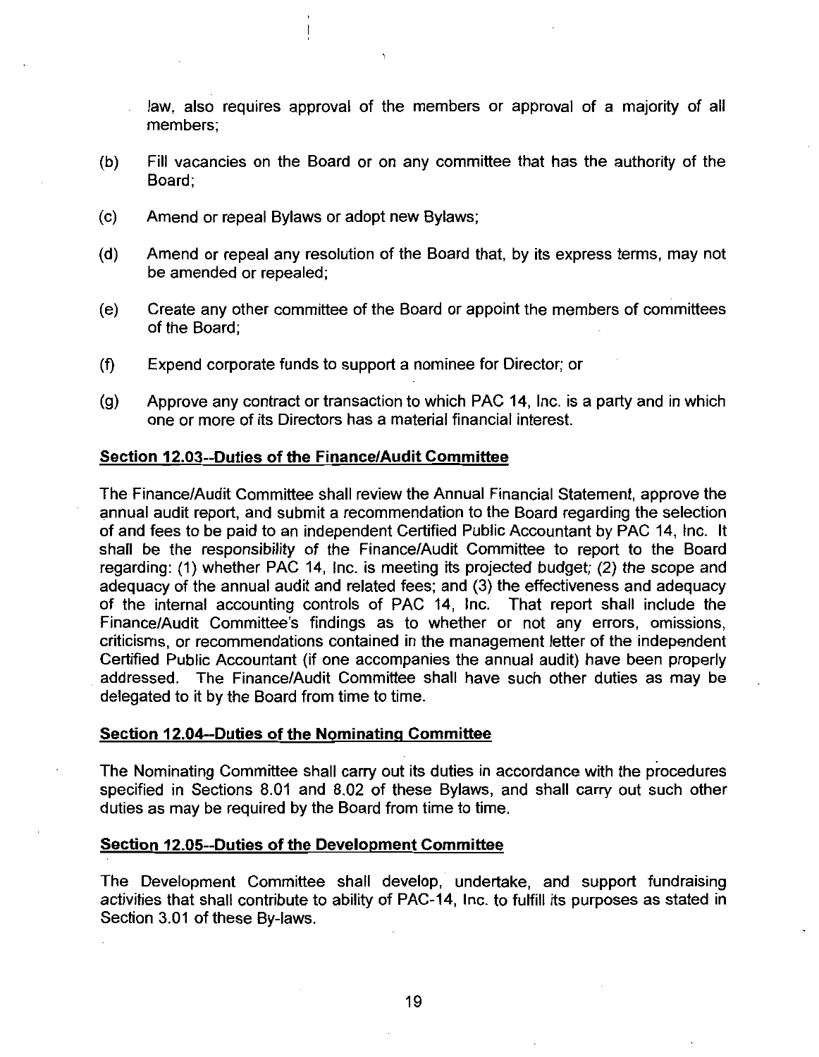law, also requires approval of the members or approval of a majority of all members;

(b) Fill vacancies on the Board or on any committee that has the authority of the Board;

(c) Amend or repeal Bylaws or adopt new Bylaws;

(d) Amend or repeal any resolution of the Board that, by its express terms, may not be amended or repealed;

(e) Create any other committee of the Board or appoint the members of committees of the Board;

(f) Expend corporate funds to support a nominee for Director; or

(g) Approve any contract or transaction to which PAC 14, Inc. is a party and in which one or more of its Directors has a material financial interest.

**Section 12.03--Duties of the Finance/Audit Committee**

The Finance/Audit Committee shall review the Annual Financial Statement, approve the annual audit report, and submit a recommendation to the Board regarding the selection of and fees to be paid to an independent Certified Public Accountant by PAC 14, Inc. It shall be the responsibility of the Finance/Audit Committee to report to the Board regarding: (1) whether PAC 14, Inc. is meeting its projected budget; (2) the scope and adequacy of the annual audit and related fees; and (3) the effectiveness and adequacy of the internal accounting controls of PAC 14, Inc. That report shall include the Finance/Audit Committee's findings as to whether or not any errors, omissions, criticisms, or recommendations contained in the management letter of the independent Certified Public Accountant (if one accompanies the annual audit) have been properly addressed. The Finance/Audit Committee shall have such other duties as may be delegated to it by the Board from time to time.

**Section 12.04--Duties of the Nominating Committee**

The Nominating Committee shall carry out its duties in accordance with the procedures specified in Sections 8.01 and 8.02 of these Bylaws, and shall carry out such other duties as may be required by the Board from time to time.

**Section 12.05--Duties of the Development Committee**

The Development Committee shall develop, undertake, and support fundraising activities that shall contribute to ability of PAC-14, Inc. to fulfill its purposes as stated in Section 3.01 of these By-laws.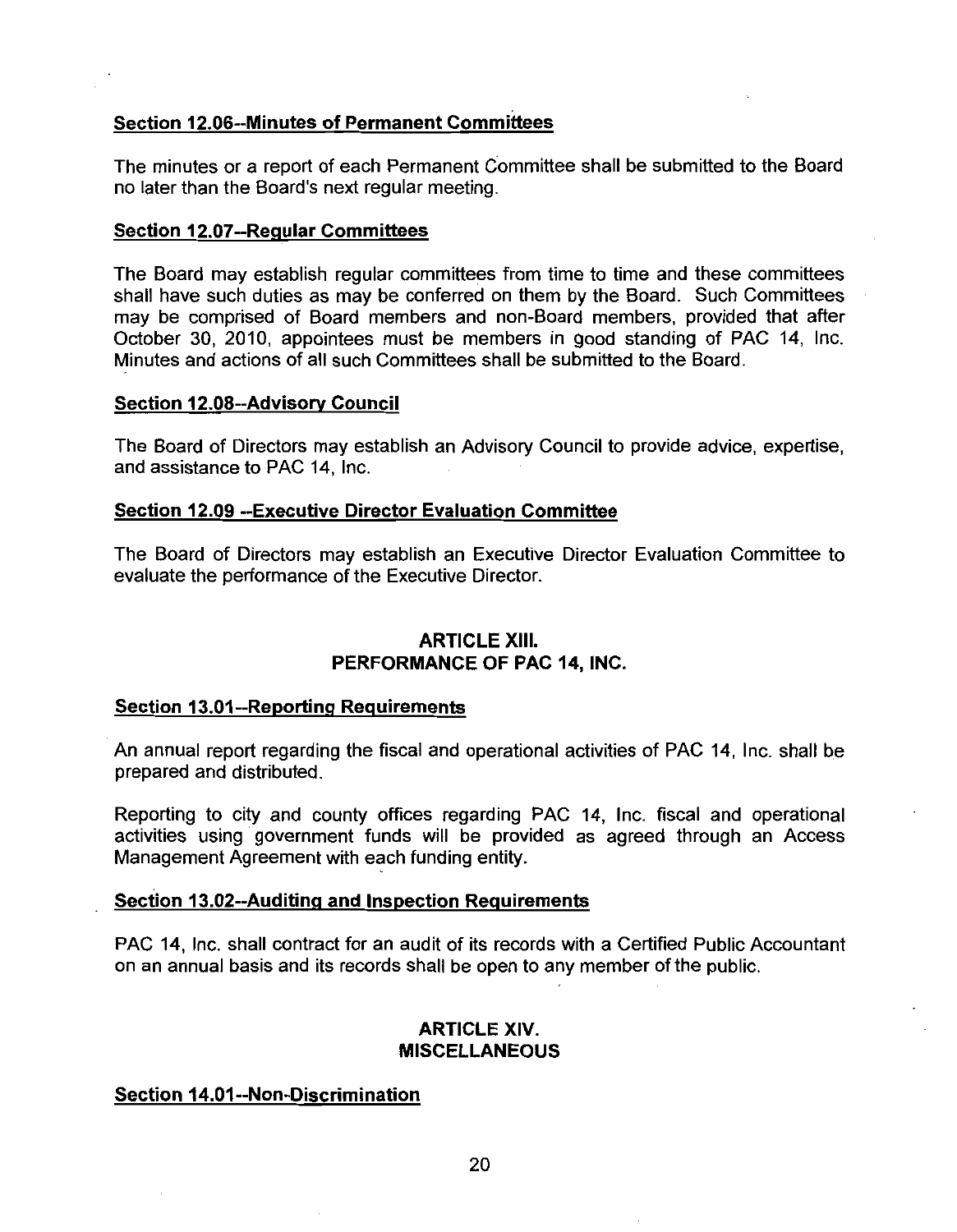**Section 12.06--Minutes of Permanent Committees**

The minutes or a report of each Permanent Committee shall be submitted to the Board no later than the Board's next regular meeting.

**Section 12.07--Regular Committees**

The Board may establish regular committees from time to time and these committees shall have such duties as may be conferred on them by the Board. Such Committees may be comprised of Board members and non-Board members, provided that after October 30, 2010, appointees must be members in good standing of PAC 14, Inc. Minutes and actions of all such Committees shall be submitted to the Board.

**Section 12.08--Advisory Council**

The Board of Directors may establish an Advisory Council to provide advice, expertise, and assistance to PAC 14, Inc.

**Section 12.09 --Executive Director Evaluation Committee**

The Board of Directors may establish an Executive Director Evaluation Committee to evaluate the performance of the Executive Director.

## ARTICLE XIII.
## PERFORMANCE OF PAC 14, INC.

**Section 13.01--Reporting Requirements**

An annual report regarding the fiscal and operational activities of PAC 14, Inc. shall be prepared and distributed.

Reporting to city and county offices regarding PAC 14, Inc. fiscal and operational activities using government funds will be provided as agreed through an Access Management Agreement with each funding entity.

**Section 13.02--Auditing and Inspection Requirements**

PAC 14, Inc. shall contract for an audit of its records with a Certified Public Accountant on an annual basis and its records shall be open to any member of the public.

## ARTICLE XIV.
## MISCELLANEOUS

**Section 14.01--Non-Discrimination**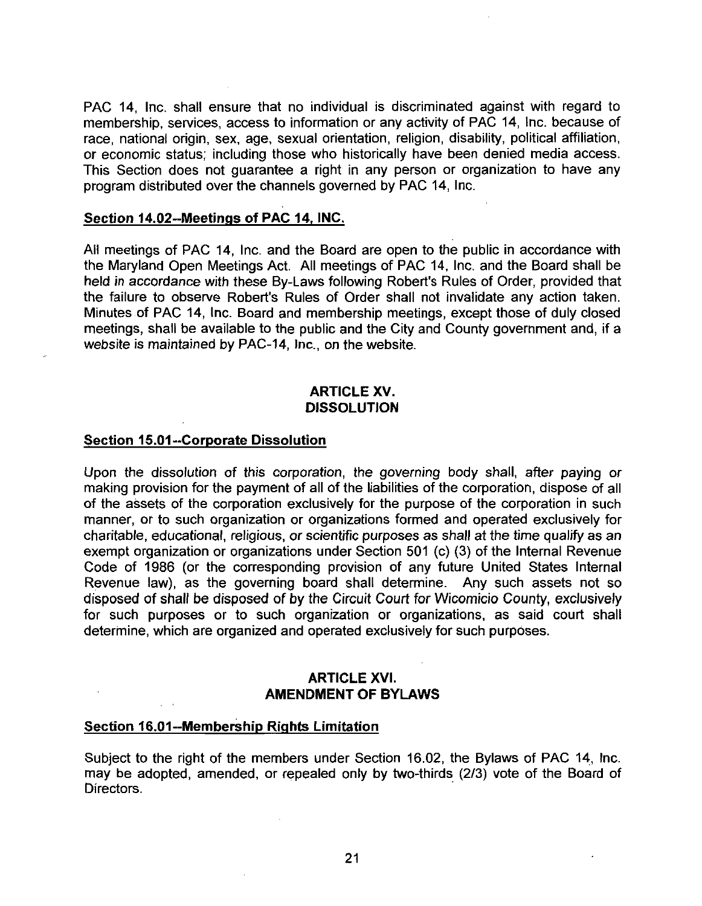PAC 14, Inc. shall ensure that no individual is discriminated against with regard to membership, services, access to information or any activity of PAC 14, Inc. because of race, national origin, sex, age, sexual orientation, religion, disability, political affiliation, or economic status; including those who historically have been denied media access. This Section does not guarantee a right in any person or organization to have any program distributed over the channels governed by PAC 14, Inc.

**Section 14.02--Meetings of PAC 14, INC.**

All meetings of PAC 14, Inc. and the Board are open to the public in accordance with the Maryland Open Meetings Act. All meetings of PAC 14, Inc. and the Board shall be held in accordance with these By-Laws following Robert's Rules of Order, provided that the failure to observe Robert's Rules of Order shall not invalidate any action taken. Minutes of PAC 14, Inc. Board and membership meetings, except those of duly closed meetings, shall be available to the public and the City and County government and, if a website is maintained by PAC-14, Inc., on the website.

## ARTICLE XV.
## DISSOLUTION

**Section 15.01--Corporate Dissolution**

Upon the dissolution of this corporation, the governing body shall, after paying or making provision for the payment of all of the liabilities of the corporation, dispose of all of the assets of the corporation exclusively for the purpose of the corporation in such manner, or to such organization or organizations formed and operated exclusively for charitable, educational, religious, or scientific purposes as shall at the time qualify as an exempt organization or organizations under Section 501 (c) (3) of the Internal Revenue Code of 1986 (or the corresponding provision of any future United States Internal Revenue law), as the governing board shall determine. Any such assets not so disposed of shall be disposed of by the Circuit Court for Wicomicio County, exclusively for such purposes or to such organization or organizations, as said court shall determine, which are organized and operated exclusively for such purposes.

## ARTICLE XVI.
## AMENDMENT OF BYLAWS

**Section 16.01--Membership Rights Limitation**

Subject to the right of the members under Section 16.02, the Bylaws of PAC 14, Inc. may be adopted, amended, or repealed only by two-thirds (2/3) vote of the Board of Directors.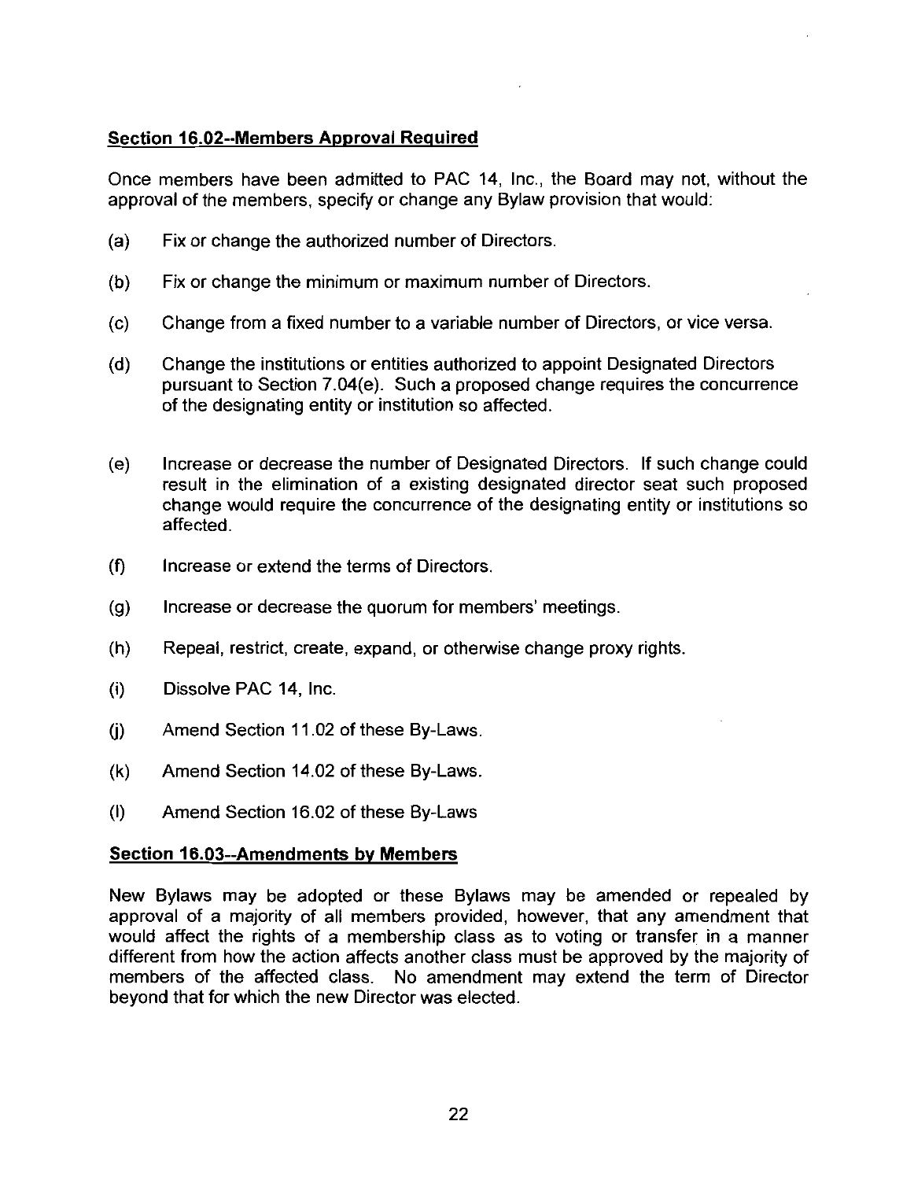## Section 16.02--Members Approval Required

Once members have been admitted to PAC 14, Inc., the Board may not, without the approval of the members, specify or change any Bylaw provision that would:

(a) Fix or change the authorized number of Directors.

(b) Fix or change the minimum or maximum number of Directors.

(c) Change from a fixed number to a variable number of Directors, or vice versa.

(d) Change the institutions or entities authorized to appoint Designated Directors pursuant to Section 7.04(e). Such a proposed change requires the concurrence of the designating entity or institution so affected.

(e) Increase or decrease the number of Designated Directors. If such change could result in the elimination of a existing designated director seat such proposed change would require the concurrence of the designating entity or institutions so affected.

(f) Increase or extend the terms of Directors.

(g) Increase or decrease the quorum for members' meetings.

(h) Repeal, restrict, create, expand, or otherwise change proxy rights.

(i) Dissolve PAC 14, Inc.

(j) Amend Section 11.02 of these By-Laws.

(k) Amend Section 14.02 of these By-Laws.

(l) Amend Section 16.02 of these By-Laws

## Section 16.03--Amendments by Members

New Bylaws may be adopted or these Bylaws may be amended or repealed by approval of a majority of all members provided, however, that any amendment that would affect the rights of a membership class as to voting or transfer in a manner different from how the action affects another class must be approved by the majority of members of the affected class. No amendment may extend the term of Director beyond that for which the new Director was elected.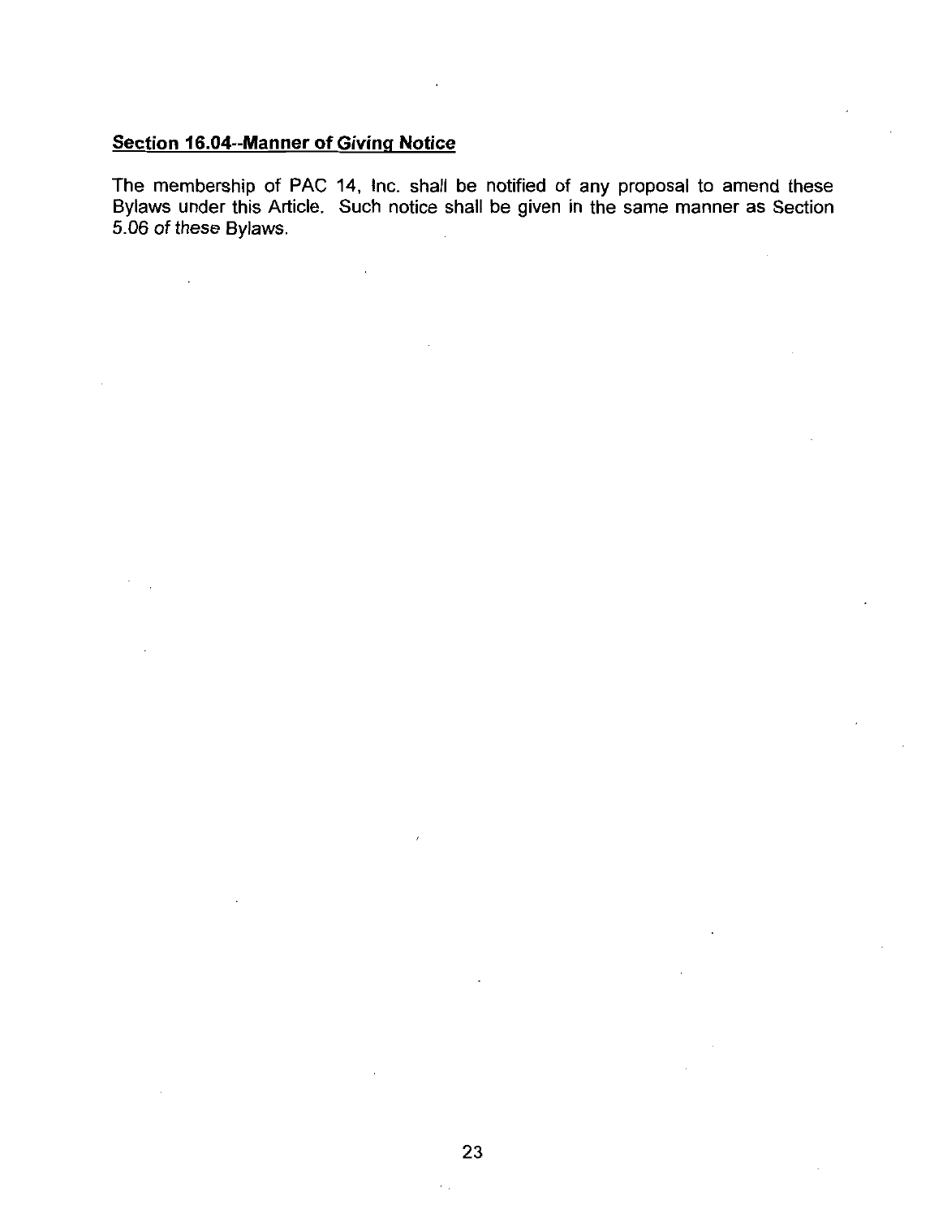**Section 16.04--Manner of Giving Notice**

The membership of PAC 14, Inc. shall be notified of any proposal to amend these Bylaws under this Article. Such notice shall be given in the same manner as Section 5.06 of these Bylaws.